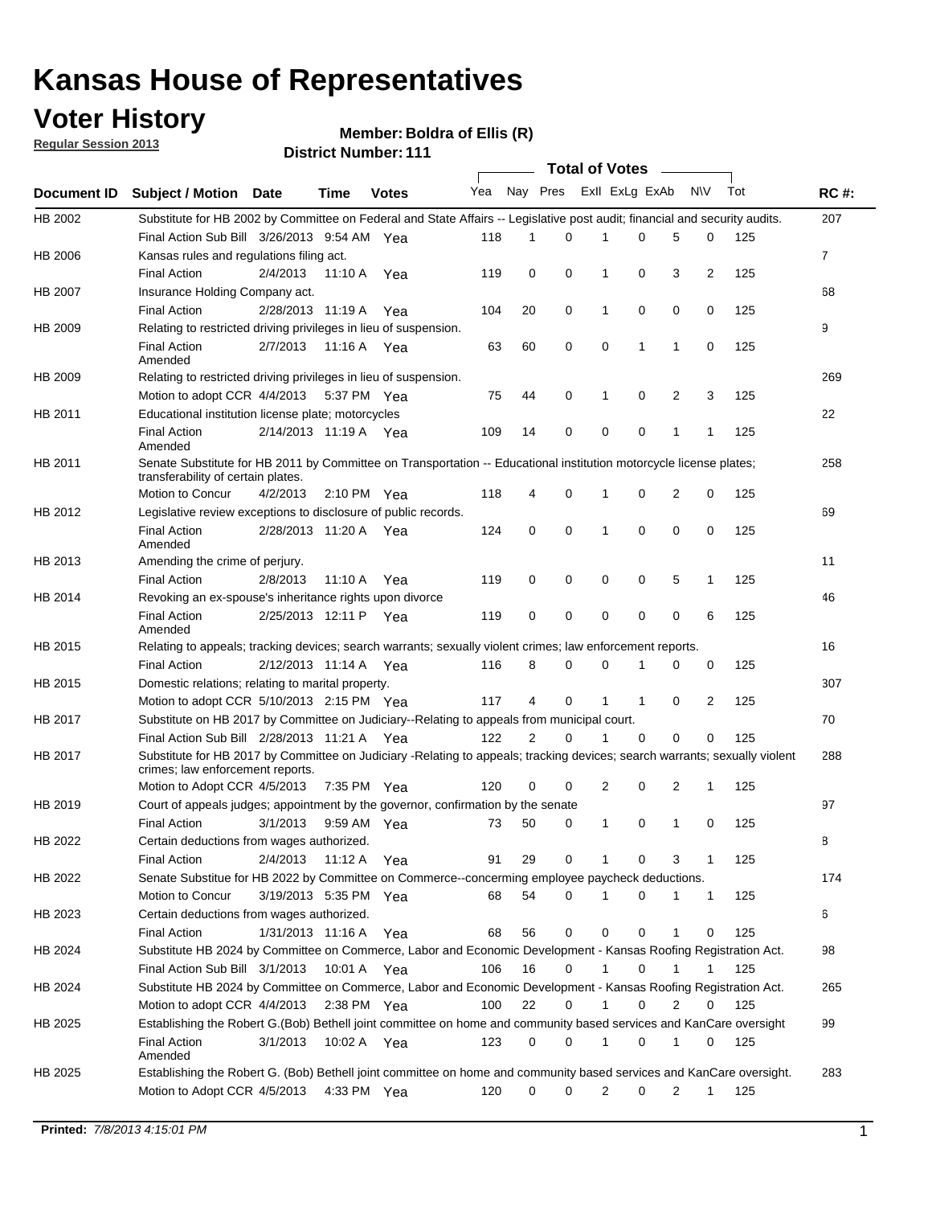# Kansas House of Representatives

## Voter History

**Regular Session 2013**

**Member: Boldra of Ellis (R)**

**District Number: 111**

| Document ID | Subject / Motion | Date | Time | Votes | Yea | Nay | Pres | ExII | ExLg | ExAb | N\V | Tot | RC #: |
|---|---|---|---|---|---|---|---|---|---|---|---|---|---|
| HB 2002 | Substitute for HB 2002 by Committee on Federal and State Affairs -- Legislative post audit; financial and security audits. | | | | | | | | | | | | 207 |
| | Final Action Sub Bill | 3/26/2013 | 9:54 AM | Yea | 118 | 1 | 0 | 1 | 0 | 5 | 0 | 125 | |
| HB 2006 | Kansas rules and regulations filing act. | | | | | | | | | | | | 7 |
| | Final Action | 2/4/2013 | 11:10 A | Yea | 119 | 0 | 0 | 1 | 0 | 3 | 2 | 125 | |
| HB 2007 | Insurance Holding Company act. | | | | | | | | | | | | 68 |
| | Final Action | 2/28/2013 | 11:19 A | Yea | 104 | 20 | 0 | 1 | 0 | 0 | 0 | 125 | |
| HB 2009 | Relating to restricted driving privileges in lieu of suspension. | | | | | | | | | | | | 9 |
| | Final Action Amended | 2/7/2013 | 11:16 A | Yea | 63 | 60 | 0 | 0 | 1 | 1 | 0 | 125 | |
| HB 2009 | Relating to restricted driving privileges in lieu of suspension. | | | | | | | | | | | | 269 |
| | Motion to adopt CCR | 4/4/2013 | 5:37 PM | Yea | 75 | 44 | 0 | 1 | 0 | 2 | 3 | 125 | |
| HB 2011 | Educational institution license plate; motorcycles | | | | | | | | | | | | 22 |
| | Final Action Amended | 2/14/2013 | 11:19 A | Yea | 109 | 14 | 0 | 0 | 0 | 1 | 1 | 125 | |
| HB 2011 | Senate Substitute for HB 2011 by Committee on Transportation -- Educational institution motorcycle license plates; transferability of certain plates. | | | | | | | | | | | | 258 |
| | Motion to Concur | 4/2/2013 | 2:10 PM | Yea | 118 | 4 | 0 | 1 | 0 | 2 | 0 | 125 | |
| HB 2012 | Legislative review exceptions to disclosure of public records. | | | | | | | | | | | | 69 |
| | Final Action Amended | 2/28/2013 | 11:20 A | Yea | 124 | 0 | 0 | 1 | 0 | 0 | 0 | 125 | |
| HB 2013 | Amending the crime of perjury. | | | | | | | | | | | | 11 |
| | Final Action | 2/8/2013 | 11:10 A | Yea | 119 | 0 | 0 | 0 | 0 | 5 | 1 | 125 | |
| HB 2014 | Revoking an ex-spouse's inheritance rights upon divorce | | | | | | | | | | | | 46 |
| | Final Action Amended | 2/25/2013 | 12:11 P | Yea | 119 | 0 | 0 | 0 | 0 | 0 | 6 | 125 | |
| HB 2015 | Relating to appeals; tracking devices; search warrants; sexually violent crimes; law enforcement reports. | | | | | | | | | | | | 16 |
| | Final Action | 2/12/2013 | 11:14 A | Yea | 116 | 8 | 0 | 0 | 1 | 0 | 0 | 125 | |
| HB 2015 | Domestic relations; relating to marital property. | | | | | | | | | | | | 307 |
| | Motion to adopt CCR | 5/10/2013 | 2:15 PM | Yea | 117 | 4 | 0 | 1 | 1 | 0 | 2 | 125 | |
| HB 2017 | Substitute on HB 2017 by Committee on Judiciary--Relating to appeals from municipal court. | | | | | | | | | | | | 70 |
| | Final Action Sub Bill | 2/28/2013 | 11:21 A | Yea | 122 | 2 | 0 | 1 | 0 | 0 | 0 | 125 | |
| HB 2017 | Substitute for HB 2017 by Committee on Judiciary -Relating to appeals; tracking devices; search warrants; sexually violent crimes; law enforcement reports. | | | | | | | | | | | | 288 |
| | Motion to Adopt CCR | 4/5/2013 | 7:35 PM | Yea | 120 | 0 | 0 | 2 | 0 | 2 | 1 | 125 | |
| HB 2019 | Court of appeals judges; appointment by the governor, confirmation by the senate | | | | | | | | | | | | 97 |
| | Final Action | 3/1/2013 | 9:59 AM | Yea | 73 | 50 | 0 | 1 | 0 | 1 | 0 | 125 | |
| HB 2022 | Certain deductions from wages authorized. | | | | | | | | | | | | 8 |
| | Final Action | 2/4/2013 | 11:12 A | Yea | 91 | 29 | 0 | 1 | 0 | 3 | 1 | 125 | |
| HB 2022 | Senate Substitue for HB 2022 by Committee on Commerce--concerning employee paycheck deductions. | | | | | | | | | | | | 174 |
| | Motion to Concur | 3/19/2013 | 5:35 PM | Yea | 68 | 54 | 0 | 1 | 0 | 1 | 1 | 125 | |
| HB 2023 | Certain deductions from wages authorized. | | | | | | | | | | | | 6 |
| | Final Action | 1/31/2013 | 11:16 A | Yea | 68 | 56 | 0 | 0 | 0 | 1 | 0 | 125 | |
| HB 2024 | Substitute HB 2024 by Committee on Commerce, Labor and Economic Development - Kansas Roofing Registration Act. | | | | | | | | | | | | 98 |
| | Final Action Sub Bill | 3/1/2013 | 10:01 A | Yea | 106 | 16 | 0 | 1 | 0 | 1 | 1 | 125 | |
| HB 2024 | Substitute HB 2024 by Committee on Commerce, Labor and Economic Development - Kansas Roofing Registration Act. | | | | | | | | | | | | 265 |
| | Motion to adopt CCR | 4/4/2013 | 2:38 PM | Yea | 100 | 22 | 0 | 1 | 0 | 2 | 0 | 125 | |
| HB 2025 | Establishing the Robert G.(Bob) Bethell joint committee on home and community based services and KanCare oversight | | | | | | | | | | | | 99 |
| | Final Action Amended | 3/1/2013 | 10:02 A | Yea | 123 | 0 | 0 | 1 | 0 | 1 | 0 | 125 | |
| HB 2025 | Establishing the Robert G. (Bob) Bethell joint committee on home and community based services and KanCare oversight. | | | | | | | | | | | | 283 |
| | Motion to Adopt CCR | 4/5/2013 | 4:33 PM | Yea | 120 | 0 | 0 | 2 | 0 | 2 | 1 | 125 | |

**Printed:** *7/8/2013 4:15:01 PM*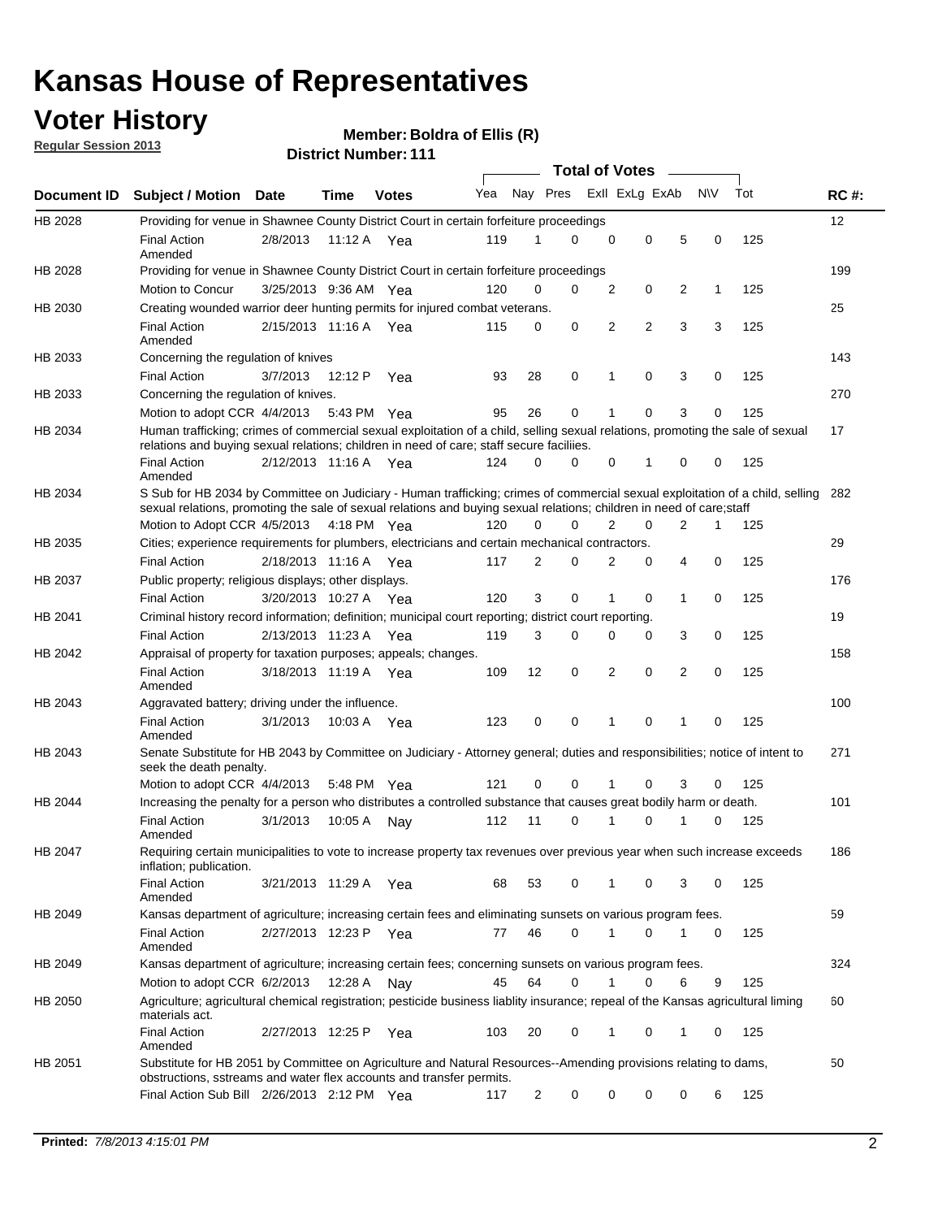# Kansas House of Representatives

## Voter History

**Regular Session 2013**

**Member: Boldra of Ellis (R)**

**District Number: 111**

| Document ID | Subject / Motion | Date | Time | Votes | Yea | Nay | Pres | ExII | ExLg | ExAb | N\V | Tot | RC #: |
|---|---|---|---|---|---|---|---|---|---|---|---|---|---|
| HB 2028 | Providing for venue in Shawnee County District Court in certain forfeiture proceedings | | | | | | | | | | | | 12 |
| | Final Action Amended | 2/8/2013 | 11:12 A | Yea | 119 | 1 | 0 | 0 | 0 | 5 | 0 | 125 | |
| HB 2028 | Providing for venue in Shawnee County District Court in certain forfeiture proceedings | | | | | | | | | | | | 199 |
| | Motion to Concur | 3/25/2013 | 9:36 AM | Yea | 120 | 0 | 0 | 2 | 0 | 2 | 1 | 125 | |
| HB 2030 | Creating wounded warrior deer hunting permits for injured combat veterans. | | | | | | | | | | | | 25 |
| | Final Action Amended | 2/15/2013 | 11:16 A | Yea | 115 | 0 | 0 | 2 | 2 | 3 | 3 | 125 | |
| HB 2033 | Concerning the regulation of knives | | | | | | | | | | | | 143 |
| | Final Action | 3/7/2013 | 12:12 P | Yea | 93 | 28 | 0 | 1 | 0 | 3 | 0 | 125 | |
| HB 2033 | Concerning the regulation of knives. | | | | | | | | | | | | 270 |
| | Motion to adopt CCR | 4/4/2013 | 5:43 PM | Yea | 95 | 26 | 0 | 1 | 0 | 3 | 0 | 125 | |
| HB 2034 | Human trafficking; crimes of commercial sexual exploitation of a child, selling sexual relations, promoting the sale of sexual relations and buying sexual relations; children in need of care; staff secure faciliies. | | | | | | | | | | | | 17 |
| | Final Action Amended | 2/12/2013 | 11:16 A | Yea | 124 | 0 | 0 | 0 | 1 | 0 | 0 | 125 | |
| HB 2034 | S Sub for HB 2034 by Committee on Judiciary - Human trafficking; crimes of commercial sexual exploitation of a child, selling sexual relations, promoting the sale of sexual relations and buying sexual relations; children in need of care;staff | | | | | | | | | | | | 282 |
| | Motion to Adopt CCR | 4/5/2013 | 4:18 PM | Yea | 120 | 0 | 0 | 2 | 0 | 2 | 1 | 125 | |
| HB 2035 | Cities; experience requirements for plumbers, electricians and certain mechanical contractors. | | | | | | | | | | | | 29 |
| | Final Action | 2/18/2013 | 11:16 A | Yea | 117 | 2 | 0 | 2 | 0 | 4 | 0 | 125 | |
| HB 2037 | Public property; religious displays; other displays. | | | | | | | | | | | | 176 |
| | Final Action | 3/20/2013 | 10:27 A | Yea | 120 | 3 | 0 | 1 | 0 | 1 | 0 | 125 | |
| HB 2041 | Criminal history record information; definition; municipal court reporting; district court reporting. | | | | | | | | | | | | 19 |
| | Final Action | 2/13/2013 | 11:23 A | Yea | 119 | 3 | 0 | 0 | 0 | 3 | 0 | 125 | |
| HB 2042 | Appraisal of property for taxation purposes; appeals; changes. | | | | | | | | | | | | 158 |
| | Final Action Amended | 3/18/2013 | 11:19 A | Yea | 109 | 12 | 0 | 2 | 0 | 2 | 0 | 125 | |
| HB 2043 | Aggravated battery; driving under the influence. | | | | | | | | | | | | 100 |
| | Final Action Amended | 3/1/2013 | 10:03 A | Yea | 123 | 0 | 0 | 1 | 0 | 1 | 0 | 125 | |
| HB 2043 | Senate Substitute for HB 2043 by Committee on Judiciary - Attorney general; duties and responsibilities; notice of intent to seek the death penalty. | | | | | | | | | | | | 271 |
| | Motion to adopt CCR | 4/4/2013 | 5:48 PM | Yea | 121 | 0 | 0 | 1 | 0 | 3 | 0 | 125 | |
| HB 2044 | Increasing the penalty for a person who distributes a controlled substance that causes great bodily harm or death. | | | | | | | | | | | | 101 |
| | Final Action Amended | 3/1/2013 | 10:05 A | Nay | 112 | 11 | 0 | 1 | 0 | 1 | 0 | 125 | |
| HB 2047 | Requiring certain municipalities to vote to increase property tax revenues over previous year when such increase exceeds inflation; publication. | | | | | | | | | | | | 186 |
| | Final Action Amended | 3/21/2013 | 11:29 A | Yea | 68 | 53 | 0 | 1 | 0 | 3 | 0 | 125 | |
| HB 2049 | Kansas department of agriculture; increasing certain fees and eliminating sunsets on various program fees. | | | | | | | | | | | | 59 |
| | Final Action Amended | 2/27/2013 | 12:23 P | Yea | 77 | 46 | 0 | 1 | 0 | 1 | 0 | 125 | |
| HB 2049 | Kansas department of agriculture; increasing certain fees; concerning sunsets on various program fees. | | | | | | | | | | | | 324 |
| | Motion to adopt CCR | 6/2/2013 | 12:28 A | Nay | 45 | 64 | 0 | 1 | 0 | 6 | 9 | 125 | |
| HB 2050 | Agriculture; agricultural chemical registration; pesticide business liablity insurance; repeal of the Kansas agricultural liming materials act. | | | | | | | | | | | | 60 |
| | Final Action Amended | 2/27/2013 | 12:25 P | Yea | 103 | 20 | 0 | 1 | 0 | 1 | 0 | 125 | |
| HB 2051 | Substitute for HB 2051 by Committee on Agriculture and Natural Resources--Amending provisions relating to dams, obstructions, sstreams and water flex accounts and transfer permits. | | | | | | | | | | | | 50 |
| | Final Action Sub Bill | 2/26/2013 | 2:12 PM | Yea | 117 | 2 | 0 | 0 | 0 | 0 | 6 | 125 | |

**Printed:** *7/8/2013 4:15:01 PM*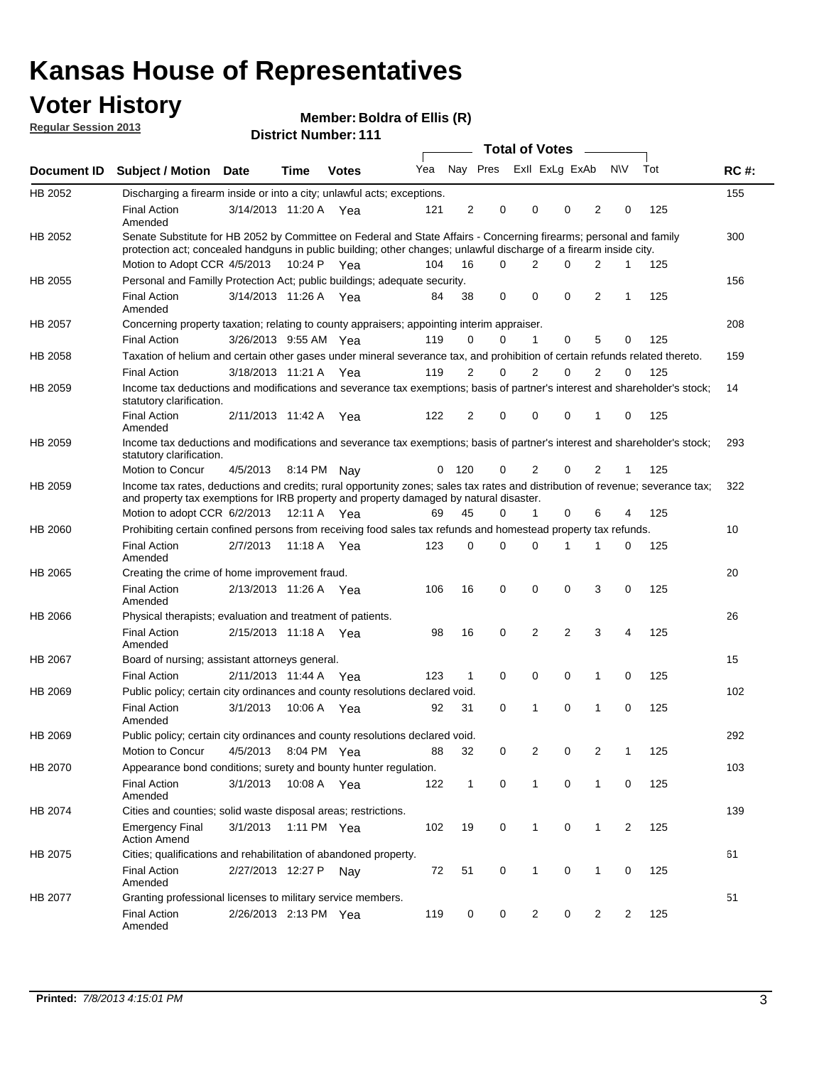# Kansas House of Representatives

## Voter History

**Regular Session 2013**

**Member: Boldra of Ellis (R)**

**District Number: 111**

| Document ID | Subject / Motion | Date | Time | Votes | Yea | Nay | Pres | ExII | ExLg | ExAb | N\V | Tot | RC #: |
|---|---|---|---|---|---|---|---|---|---|---|---|---|---|
| HB 2052 | Discharging a firearm inside or into a city; unlawful acts; exceptions. | | | | | | | | | | | | 155 |
| | Final Action Amended | 3/14/2013 | 11:20 A | Yea | 121 | 2 | 0 | 0 | 0 | 2 | 0 | 125 | |
| HB 2052 | Senate Substitute for HB 2052 by Committee on Federal and State Affairs - Concerning firearms; personal and family protection act; concealed handguns in public building; other changes; unlawful discharge of a firearm inside city. | | | | | | | | | | | | 300 |
| | Motion to Adopt CCR | 4/5/2013 | 10:24 P | Yea | 104 | 16 | 0 | 2 | 0 | 2 | 1 | 125 | |
| HB 2055 | Personal and Familly Protection Act; public buildings; adequate security. | | | | | | | | | | | | 156 |
| | Final Action Amended | 3/14/2013 | 11:26 A | Yea | 84 | 38 | 0 | 0 | 0 | 2 | 1 | 125 | |
| HB 2057 | Concerning property taxation; relating to county appraisers; appointing interim appraiser. | | | | | | | | | | | | 208 |
| | Final Action | 3/26/2013 | 9:55 AM | Yea | 119 | 0 | 0 | 1 | 0 | 5 | 0 | 125 | |
| HB 2058 | Taxation of helium and certain other gases under mineral severance tax, and prohibition of certain refunds related thereto. | | | | | | | | | | | | 159 |
| | Final Action | 3/18/2013 | 11:21 A | Yea | 119 | 2 | 0 | 2 | 0 | 2 | 0 | 125 | |
| HB 2059 | Income tax deductions and modifications and severance tax exemptions; basis of partner's interest and shareholder's stock; statutory clarification. | | | | | | | | | | | | 14 |
| | Final Action Amended | 2/11/2013 | 11:42 A | Yea | 122 | 2 | 0 | 0 | 0 | 1 | 0 | 125 | |
| HB 2059 | Income tax deductions and modifications and severance tax exemptions; basis of partner's interest and shareholder's stock; statutory clarification. | | | | | | | | | | | | 293 |
| | Motion to Concur | 4/5/2013 | 8:14 PM | Nay | 0 | 120 | 0 | 2 | 0 | 2 | 1 | 125 | |
| HB 2059 | Income tax rates, deductions and credits; rural opportunity zones; sales tax rates and distribution of revenue; severance tax; and property tax exemptions for IRB property and property damaged by natural disaster. | | | | | | | | | | | | 322 |
| | Motion to adopt CCR | 6/2/2013 | 12:11 A | Yea | 69 | 45 | 0 | 1 | 0 | 6 | 4 | 125 | |
| HB 2060 | Prohibiting certain confined persons from receiving food sales tax refunds and homestead property tax refunds. | | | | | | | | | | | | 10 |
| | Final Action Amended | 2/7/2013 | 11:18 A | Yea | 123 | 0 | 0 | 0 | 1 | 1 | 0 | 125 | |
| HB 2065 | Creating the crime of home improvement fraud. | | | | | | | | | | | | 20 |
| | Final Action Amended | 2/13/2013 | 11:26 A | Yea | 106 | 16 | 0 | 0 | 0 | 3 | 0 | 125 | |
| HB 2066 | Physical therapists; evaluation and treatment of patients. | | | | | | | | | | | | 26 |
| | Final Action Amended | 2/15/2013 | 11:18 A | Yea | 98 | 16 | 0 | 2 | 2 | 3 | 4 | 125 | |
| HB 2067 | Board of nursing; assistant attorneys general. | | | | | | | | | | | | 15 |
| | Final Action | 2/11/2013 | 11:44 A | Yea | 123 | 1 | 0 | 0 | 0 | 1 | 0 | 125 | |
| HB 2069 | Public policy; certain city ordinances and county resolutions declared void. | | | | | | | | | | | | 102 |
| | Final Action Amended | 3/1/2013 | 10:06 A | Yea | 92 | 31 | 0 | 1 | 0 | 1 | 0 | 125 | |
| HB 2069 | Public policy; certain city ordinances and county resolutions declared void. | | | | | | | | | | | | 292 |
| | Motion to Concur | 4/5/2013 | 8:04 PM | Yea | 88 | 32 | 0 | 2 | 0 | 2 | 1 | 125 | |
| HB 2070 | Appearance bond conditions; surety and bounty hunter regulation. | | | | | | | | | | | | 103 |
| | Final Action Amended | 3/1/2013 | 10:08 A | Yea | 122 | 1 | 0 | 1 | 0 | 1 | 0 | 125 | |
| HB 2074 | Cities and counties; solid waste disposal areas; restrictions. | | | | | | | | | | | | 139 |
| | Emergency Final Action Amend | 3/1/2013 | 1:11 PM | Yea | 102 | 19 | 0 | 1 | 0 | 1 | 2 | 125 | |
| HB 2075 | Cities; qualifications and rehabilitation of abandoned property. | | | | | | | | | | | | 61 |
| | Final Action Amended | 2/27/2013 | 12:27 P | Nay | 72 | 51 | 0 | 1 | 0 | 1 | 0 | 125 | |
| HB 2077 | Granting professional licenses to military service members. | | | | | | | | | | | | 51 |
| | Final Action Amended | 2/26/2013 | 2:13 PM | Yea | 119 | 0 | 0 | 2 | 0 | 2 | 2 | 125 | |

Printed: 7/8/2013 4:15:01 PM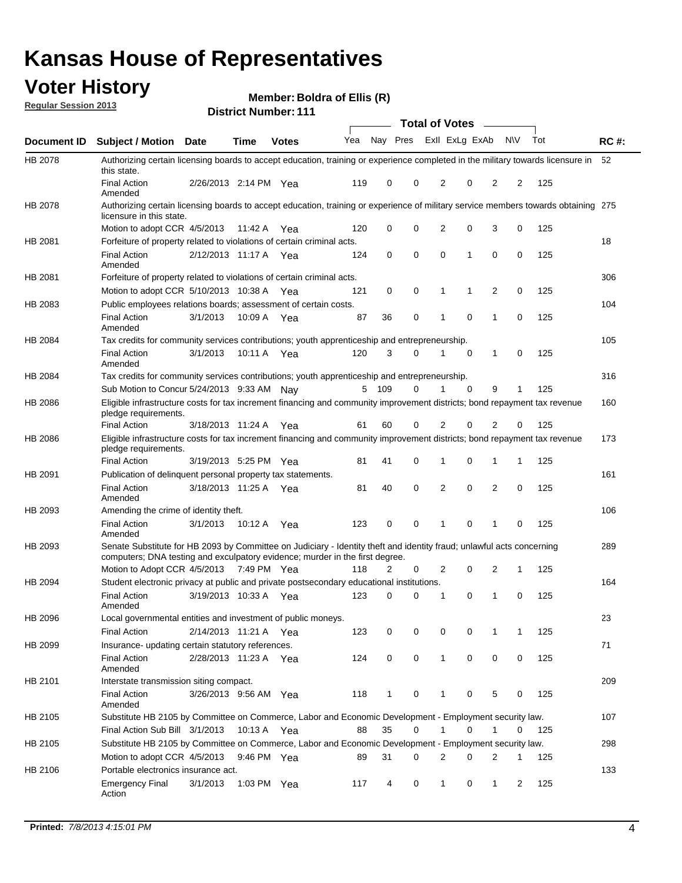# Kansas House of Representatives

## Voter History

**Regular Session 2013**

**Member: Boldra of Ellis (R)**

**District Number: 111**

| Document ID | Subject / Motion | Date | Time | Votes | Yea | Nay | Pres | ExlI | ExLg | ExAb | N\V | Tot | RC #: |
|---|---|---|---|---|---|---|---|---|---|---|---|---|---|
| HB 2078 | Authorizing certain licensing boards to accept education, training or experience completed in the military towards licensure in this state. | | | | | | | | | | | | 52 |
| | Final Action Amended | 2/26/2013 | 2:14 PM | Yea | 119 | 0 | 0 | 2 | 0 | 2 | 2 | 125 | |
| HB 2078 | Authorizing certain licensing boards to accept education, training or experience of military service members towards obtaining licensure in this state. | | | | | | | | | | | | 275 |
| | Motion to adopt CCR | 4/5/2013 | 11:42 A | Yea | 120 | 0 | 0 | 2 | 0 | 3 | 0 | 125 | |
| HB 2081 | Forfeiture of property related to violations of certain criminal acts. | | | | | | | | | | | | 18 |
| | Final Action Amended | 2/12/2013 | 11:17 A | Yea | 124 | 0 | 0 | 0 | 1 | 0 | 0 | 125 | |
| HB 2081 | Forfeiture of property related to violations of certain criminal acts. | | | | | | | | | | | | 306 |
| | Motion to adopt CCR | 5/10/2013 | 10:38 A | Yea | 121 | 0 | 0 | 1 | 1 | 2 | 0 | 125 | |
| HB 2083 | Public employees relations boards; assessment of certain costs. | | | | | | | | | | | | 104 |
| | Final Action Amended | 3/1/2013 | 10:09 A | Yea | 87 | 36 | 0 | 1 | 0 | 1 | 0 | 125 | |
| HB 2084 | Tax credits for community services contributions; youth apprenticeship and entrepreneurship. | | | | | | | | | | | | 105 |
| | Final Action Amended | 3/1/2013 | 10:11 A | Yea | 120 | 3 | 0 | 1 | 0 | 1 | 0 | 125 | |
| HB 2084 | Tax credits for community services contributions; youth apprenticeship and entrepreneurship. | | | | | | | | | | | | 316 |
| | Sub Motion to Concur | 5/24/2013 | 9:33 AM | Nay | 5 | 109 | 0 | 1 | 0 | 9 | 1 | 125 | |
| HB 2086 | Eligible infrastructure costs for tax increment financing and community improvement districts; bond repayment tax revenue pledge requirements. | | | | | | | | | | | | 160 |
| | Final Action | 3/18/2013 | 11:24 A | Yea | 61 | 60 | 0 | 2 | 0 | 2 | 0 | 125 | |
| HB 2086 | Eligible infrastructure costs for tax increment financing and community improvement districts; bond repayment tax revenue pledge requirements. | | | | | | | | | | | | 173 |
| | Final Action | 3/19/2013 | 5:25 PM | Yea | 81 | 41 | 0 | 1 | 0 | 1 | 1 | 125 | |
| HB 2091 | Publication of delinquent personal property tax statements. | | | | | | | | | | | | 161 |
| | Final Action Amended | 3/18/2013 | 11:25 A | Yea | 81 | 40 | 0 | 2 | 0 | 2 | 0 | 125 | |
| HB 2093 | Amending the crime of identity theft. | | | | | | | | | | | | 106 |
| | Final Action Amended | 3/1/2013 | 10:12 A | Yea | 123 | 0 | 0 | 1 | 0 | 1 | 0 | 125 | |
| HB 2093 | Senate Substitute for HB 2093 by Committee on Judiciary - Identity theft and identity fraud; unlawful acts concerning computers; DNA testing and exculpatory evidence; murder in the first degree. | | | | | | | | | | | | 289 |
| | Motion to Adopt CCR | 4/5/2013 | 7:49 PM | Yea | 118 | 2 | 0 | 2 | 0 | 2 | 1 | 125 | |
| HB 2094 | Student electronic privacy at public and private postsecondary educational institutions. | | | | | | | | | | | | 164 |
| | Final Action Amended | 3/19/2013 | 10:33 A | Yea | 123 | 0 | 0 | 1 | 0 | 1 | 0 | 125 | |
| HB 2096 | Local governmental entities and investment of public moneys. | | | | | | | | | | | | 23 |
| | Final Action | 2/14/2013 | 11:21 A | Yea | 123 | 0 | 0 | 0 | 0 | 1 | 1 | 125 | |
| HB 2099 | Insurance- updating certain statutory references. | | | | | | | | | | | | 71 |
| | Final Action Amended | 2/28/2013 | 11:23 A | Yea | 124 | 0 | 0 | 1 | 0 | 0 | 0 | 125 | |
| HB 2101 | Interstate transmission siting compact. | | | | | | | | | | | | 209 |
| | Final Action Amended | 3/26/2013 | 9:56 AM | Yea | 118 | 1 | 0 | 1 | 0 | 5 | 0 | 125 | |
| HB 2105 | Substitute HB 2105 by Committee on Commerce, Labor and Economic Development - Employment security law. | | | | | | | | | | | | 107 |
| | Final Action Sub Bill | 3/1/2013 | 10:13 A | Yea | 88 | 35 | 0 | 1 | 0 | 1 | 0 | 125 | |
| HB 2105 | Substitute HB 2105 by Committee on Commerce, Labor and Economic Development - Employment security law. | | | | | | | | | | | | 298 |
| | Motion to adopt CCR | 4/5/2013 | 9:46 PM | Yea | 89 | 31 | 0 | 2 | 0 | 2 | 1 | 125 | |
| HB 2106 | Portable electronics insurance act. | | | | | | | | | | | | 133 |
| | Emergency Final Action | 3/1/2013 | 1:03 PM | Yea | 117 | 4 | 0 | 1 | 0 | 1 | 2 | 125 | |

**Printed:** *7/8/2013 4:15:01 PM*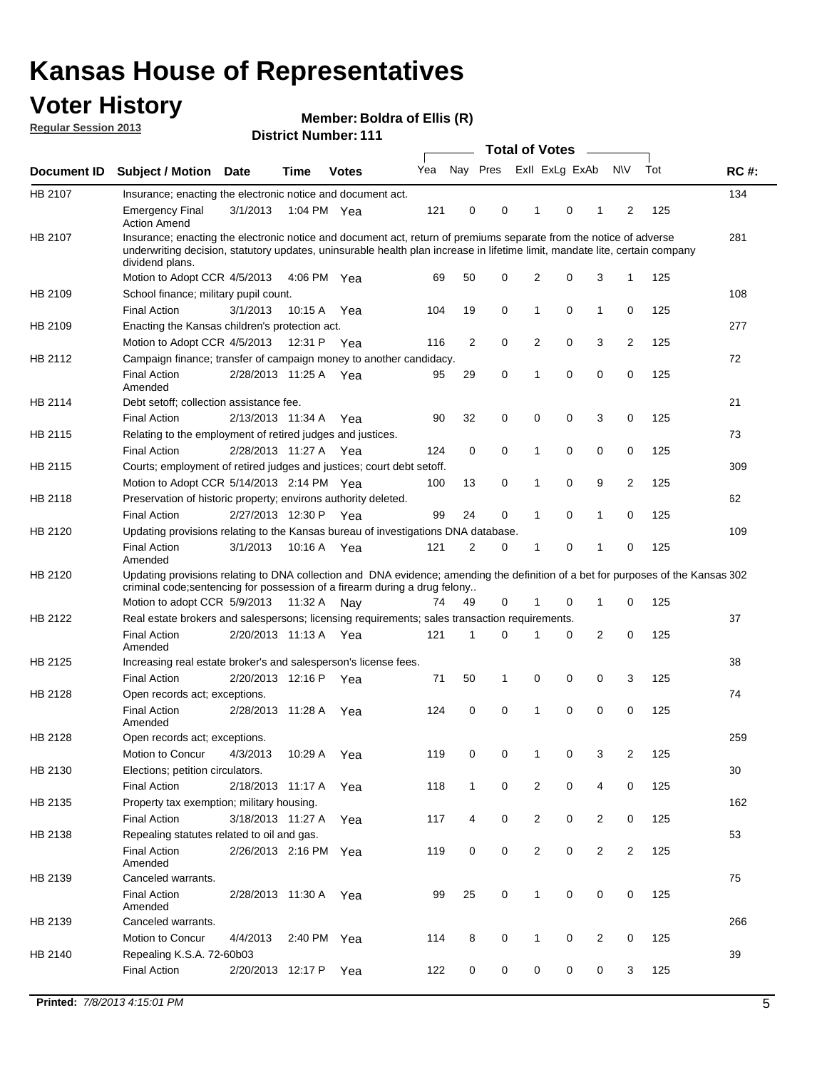# Kansas House of Representatives

## Voter History

**Regular Session 2013**

**Member: Boldra of Ellis (R)**

**District Number: 111**

| Document ID | Subject / Motion | Date | Time | Votes | Yea | Nay | Pres | ExII | ExLg | ExAb | N\V | Tot | RC #: |
|---|---|---|---|---|---|---|---|---|---|---|---|---|---|
| HB 2107 | Insurance; enacting the electronic notice and document act. | | | | | | | | | | | | 134 |
| | Emergency Final Action Amend | 3/1/2013 | 1:04 PM | Yea | 121 | 0 | 0 | 1 | 0 | 1 | 2 | 125 | |
| HB 2107 | Insurance; enacting the electronic notice and document act, return of premiums separate from the notice of adverse underwriting decision, statutory updates, uninsurable health plan increase in lifetime limit, mandate lite, certain company dividend plans. | | | | | | | | | | | | 281 |
| | Motion to Adopt CCR | 4/5/2013 | 4:06 PM | Yea | 69 | 50 | 0 | 2 | 0 | 3 | 1 | 125 | |
| HB 2109 | School finance; military pupil count. | | | | | | | | | | | | 108 |
| | Final Action | 3/1/2013 | 10:15 A | Yea | 104 | 19 | 0 | 1 | 0 | 1 | 0 | 125 | |
| HB 2109 | Enacting the Kansas children's protection act. | | | | | | | | | | | | 277 |
| | Motion to Adopt CCR | 4/5/2013 | 12:31 P | Yea | 116 | 2 | 0 | 2 | 0 | 3 | 2 | 125 | |
| HB 2112 | Campaign finance; transfer of campaign money to another candidacy. | | | | | | | | | | | | 72 |
| | Final Action Amended | 2/28/2013 | 11:25 A | Yea | 95 | 29 | 0 | 1 | 0 | 0 | 0 | 125 | |
| HB 2114 | Debt setoff; collection assistance fee. | | | | | | | | | | | | 21 |
| | Final Action | 2/13/2013 | 11:34 A | Yea | 90 | 32 | 0 | 0 | 0 | 3 | 0 | 125 | |
| HB 2115 | Relating to the employment of retired judges and justices. | | | | | | | | | | | | 73 |
| | Final Action | 2/28/2013 | 11:27 A | Yea | 124 | 0 | 0 | 1 | 0 | 0 | 0 | 125 | |
| HB 2115 | Courts; employment of retired judges and justices; court debt setoff. | | | | | | | | | | | | 309 |
| | Motion to Adopt CCR | 5/14/2013 | 2:14 PM | Yea | 100 | 13 | 0 | 1 | 0 | 9 | 2 | 125 | |
| HB 2118 | Preservation of historic property; environs authority deleted. | | | | | | | | | | | | 62 |
| | Final Action | 2/27/2013 | 12:30 P | Yea | 99 | 24 | 0 | 1 | 0 | 1 | 0 | 125 | |
| HB 2120 | Updating provisions relating to the Kansas bureau of investigations DNA database. | | | | | | | | | | | | 109 |
| | Final Action Amended | 3/1/2013 | 10:16 A | Yea | 121 | 2 | 0 | 1 | 0 | 1 | 0 | 125 | |
| HB 2120 | Updating provisions relating to DNA collection and DNA evidence; amending the definition of a bet for purposes of the Kansas criminal code;sentencing for possession of a firearm during a drug felony.. | | | | | | | | | | | | 302 |
| | Motion to adopt CCR | 5/9/2013 | 11:32 A | Nay | 74 | 49 | 0 | 1 | 0 | 1 | 0 | 125 | |
| HB 2122 | Real estate brokers and salespersons; licensing requirements; sales transaction requirements. | | | | | | | | | | | | 37 |
| | Final Action Amended | 2/20/2013 | 11:13 A | Yea | 121 | 1 | 0 | 1 | 0 | 2 | 0 | 125 | |
| HB 2125 | Increasing real estate broker's and salesperson's license fees. | | | | | | | | | | | | 38 |
| | Final Action | 2/20/2013 | 12:16 P | Yea | 71 | 50 | 1 | 0 | 0 | 0 | 3 | 125 | |
| HB 2128 | Open records act; exceptions. | | | | | | | | | | | | 74 |
| | Final Action Amended | 2/28/2013 | 11:28 A | Yea | 124 | 0 | 0 | 1 | 0 | 0 | 0 | 125 | |
| HB 2128 | Open records act; exceptions. | | | | | | | | | | | | 259 |
| | Motion to Concur | 4/3/2013 | 10:29 A | Yea | 119 | 0 | 0 | 1 | 0 | 3 | 2 | 125 | |
| HB 2130 | Elections; petition circulators. | | | | | | | | | | | | 30 |
| | Final Action | 2/18/2013 | 11:17 A | Yea | 118 | 1 | 0 | 2 | 0 | 4 | 0 | 125 | |
| HB 2135 | Property tax exemption; military housing. | | | | | | | | | | | | 162 |
| | Final Action | 3/18/2013 | 11:27 A | Yea | 117 | 4 | 0 | 2 | 0 | 2 | 0 | 125 | |
| HB 2138 | Repealing statutes related to oil and gas. | | | | | | | | | | | | 53 |
| | Final Action Amended | 2/26/2013 | 2:16 PM | Yea | 119 | 0 | 0 | 2 | 0 | 2 | 2 | 125 | |
| HB 2139 | Canceled warrants. | | | | | | | | | | | | 75 |
| | Final Action Amended | 2/28/2013 | 11:30 A | Yea | 99 | 25 | 0 | 1 | 0 | 0 | 0 | 125 | |
| HB 2139 | Canceled warrants. | | | | | | | | | | | | 266 |
| | Motion to Concur | 4/4/2013 | 2:40 PM | Yea | 114 | 8 | 0 | 1 | 0 | 2 | 0 | 125 | |
| HB 2140 | Repealing K.S.A. 72-60b03 | | | | | | | | | | | | 39 |
| | Final Action | 2/20/2013 | 12:17 P | Yea | 122 | 0 | 0 | 0 | 0 | 0 | 3 | 125 | |

**Printed:** *7/8/2013 4:15:01 PM*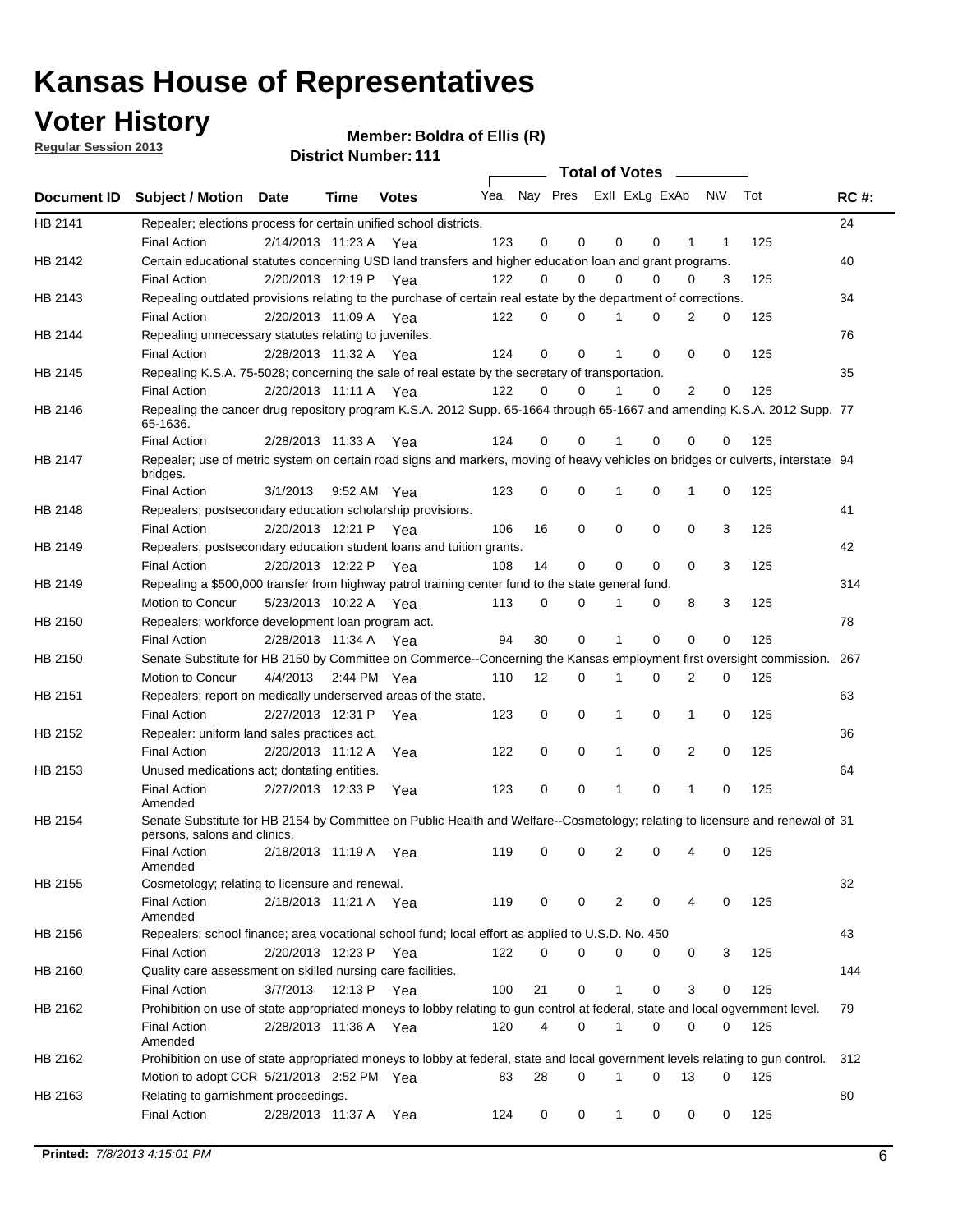# Kansas House of Representatives

## Voter History

**Regular Session 2013**

**Member: Boldra of Ellis (R)**

**District Number: 111**

| Document ID | Subject / Motion | Date | Time | Votes | Yea | Nay | Pres | ExII | ExLg | ExAb | N\V | Tot | RC #: |
|---|---|---|---|---|---|---|---|---|---|---|---|---|---|
| HB 2141 | Repealer; elections process for certain unified school districts. | | | | | | | | | | | | 24 |
| | Final Action | 2/14/2013 | 11:23 A | Yea | 123 | 0 | 0 | 0 | 0 | 1 | 1 | 125 | |
| HB 2142 | Certain educational statutes concerning USD land transfers and higher education loan and grant programs. | | | | | | | | | | | | 40 |
| | Final Action | 2/20/2013 | 12:19 P | Yea | 122 | 0 | 0 | 0 | 0 | 0 | 3 | 125 | |
| HB 2143 | Repealing outdated provisions relating to the purchase of certain real estate by the department of corrections. | | | | | | | | | | | | 34 |
| | Final Action | 2/20/2013 | 11:09 A | Yea | 122 | 0 | 0 | 1 | 0 | 2 | 0 | 125 | |
| HB 2144 | Repealing unnecessary statutes relating to juveniles. | | | | | | | | | | | | 76 |
| | Final Action | 2/28/2013 | 11:32 A | Yea | 124 | 0 | 0 | 1 | 0 | 0 | 0 | 125 | |
| HB 2145 | Repealing K.S.A. 75-5028; concerning the sale of real estate by the secretary of transportation. | | | | | | | | | | | | 35 |
| | Final Action | 2/20/2013 | 11:11 A | Yea | 122 | 0 | 0 | 1 | 0 | 2 | 0 | 125 | |
| HB 2146 | Repealing the cancer drug repository program K.S.A. 2012 Supp. 65-1664 through 65-1667 and amending K.S.A. 2012 Supp. 65-1636. | | | | | | | | | | | | 77 |
| | Final Action | 2/28/2013 | 11:33 A | Yea | 124 | 0 | 0 | 1 | 0 | 0 | 0 | 125 | |
| HB 2147 | Repealer; use of metric system on certain road signs and markers, moving of heavy vehicles on bridges or culverts, interstate bridges. | | | | | | | | | | | | 94 |
| | Final Action | 3/1/2013 | 9:52 AM | Yea | 123 | 0 | 0 | 1 | 0 | 1 | 0 | 125 | |
| HB 2148 | Repealers; postsecondary education scholarship provisions. | | | | | | | | | | | | 41 |
| | Final Action | 2/20/2013 | 12:21 P | Yea | 106 | 16 | 0 | 0 | 0 | 0 | 3 | 125 | |
| HB 2149 | Repealers; postsecondary education student loans and tuition grants. | | | | | | | | | | | | 42 |
| | Final Action | 2/20/2013 | 12:22 P | Yea | 108 | 14 | 0 | 0 | 0 | 0 | 3 | 125 | |
| HB 2149 | Repealing a $500,000 transfer from highway patrol training center fund to the state general fund. | | | | | | | | | | | | 314 |
| | Motion to Concur | 5/23/2013 | 10:22 A | Yea | 113 | 0 | 0 | 1 | 0 | 8 | 3 | 125 | |
| HB 2150 | Repealers; workforce development loan program act. | | | | | | | | | | | | 78 |
| | Final Action | 2/28/2013 | 11:34 A | Yea | 94 | 30 | 0 | 1 | 0 | 0 | 0 | 125 | |
| HB 2150 | Senate Substitute for HB 2150 by Committee on Commerce--Concerning the Kansas employment first oversight commission. | | | | | | | | | | | | 267 |
| | Motion to Concur | 4/4/2013 | 2:44 PM | Yea | 110 | 12 | 0 | 1 | 0 | 2 | 0 | 125 | |
| HB 2151 | Repealers; report on medically underserved areas of the state. | | | | | | | | | | | | 63 |
| | Final Action | 2/27/2013 | 12:31 P | Yea | 123 | 0 | 0 | 1 | 0 | 1 | 0 | 125 | |
| HB 2152 | Repealer: uniform land sales practices act. | | | | | | | | | | | | 36 |
| | Final Action | 2/20/2013 | 11:12 A | Yea | 122 | 0 | 0 | 1 | 0 | 2 | 0 | 125 | |
| HB 2153 | Unused medications act; dontating entities. | | | | | | | | | | | | 64 |
| | Final Action Amended | 2/27/2013 | 12:33 P | Yea | 123 | 0 | 0 | 1 | 0 | 1 | 0 | 125 | |
| HB 2154 | Senate Substitute for HB 2154 by Committee on Public Health and Welfare--Cosmetology; relating to licensure and renewal of persons, salons and clinics. | | | | | | | | | | | | 31 |
| | Final Action Amended | 2/18/2013 | 11:19 A | Yea | 119 | 0 | 0 | 2 | 0 | 4 | 0 | 125 | |
| HB 2155 | Cosmetology; relating to licensure and renewal. | | | | | | | | | | | | 32 |
| | Final Action Amended | 2/18/2013 | 11:21 A | Yea | 119 | 0 | 0 | 2 | 0 | 4 | 0 | 125 | |
| HB 2156 | Repealers; school finance; area vocational school fund; local effort as applied to U.S.D. No. 450 | | | | | | | | | | | | 43 |
| | Final Action | 2/20/2013 | 12:23 P | Yea | 122 | 0 | 0 | 0 | 0 | 0 | 3 | 125 | |
| HB 2160 | Quality care assessment on skilled nursing care facilities. | | | | | | | | | | | | 144 |
| | Final Action | 3/7/2013 | 12:13 P | Yea | 100 | 21 | 0 | 1 | 0 | 3 | 0 | 125 | |
| HB 2162 | Prohibition on use of state appropriated moneys to lobby relating to gun control at federal, state and local ogvernment level. | | | | | | | | | | | | 79 |
| | Final Action Amended | 2/28/2013 | 11:36 A | Yea | 120 | 4 | 0 | 1 | 0 | 0 | 0 | 125 | |
| HB 2162 | Prohibition on use of state appropriated moneys to lobby at federal, state and local government levels relating to gun control. | | | | | | | | | | | | 312 |
| | Motion to adopt CCR | 5/21/2013 | 2:52 PM | Yea | 83 | 28 | 0 | 1 | 0 | 13 | 0 | 125 | |
| HB 2163 | Relating to garnishment proceedings. | | | | | | | | | | | | 80 |
| | Final Action | 2/28/2013 | 11:37 A | Yea | 124 | 0 | 0 | 1 | 0 | 0 | 0 | 125 | |

**Printed:** 7/8/2013 4:15:01 PM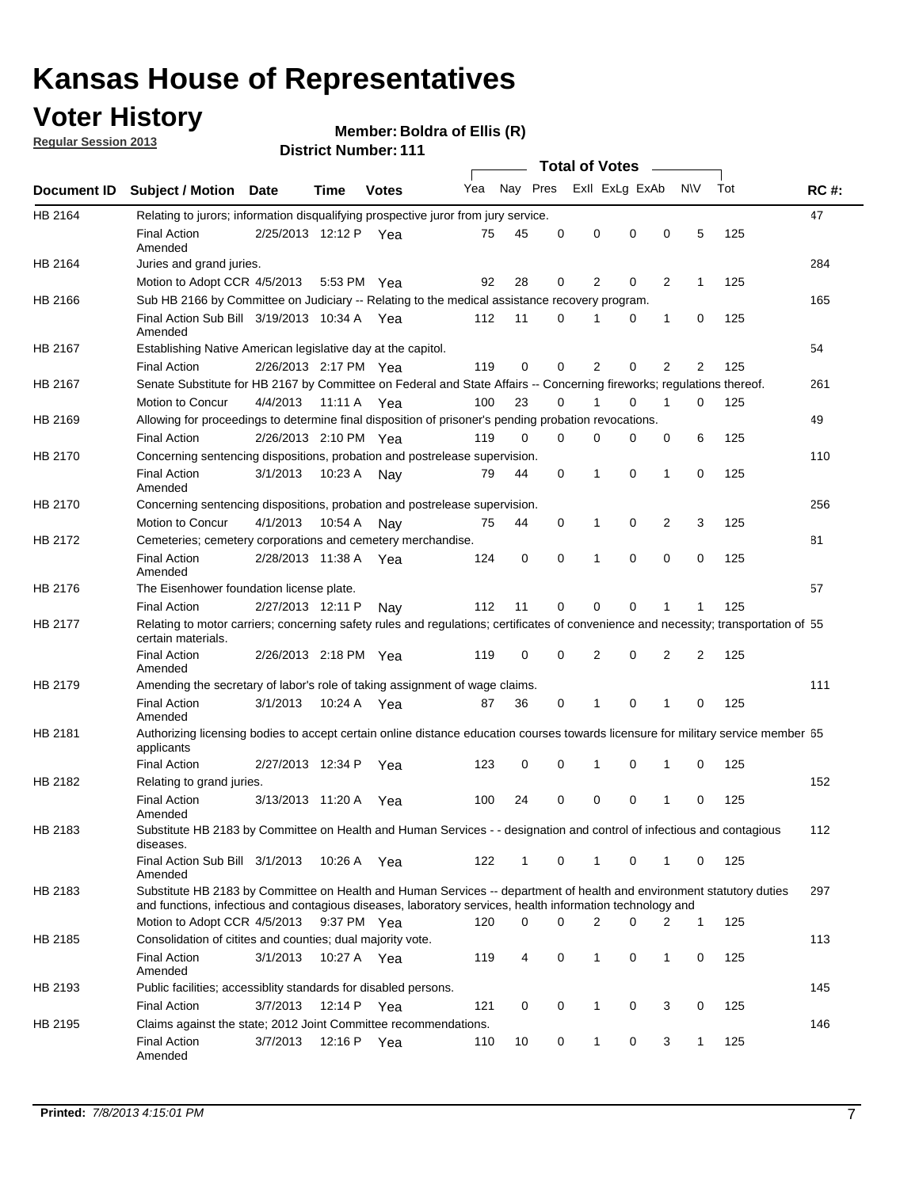# Kansas House of Representatives

## Voter History

**Regular Session 2013**

**Member: Boldra of Ellis (R)**

**District Number: 111**

| Document ID | Subject / Motion | Date | Time | Votes | Yea | Nay | Pres | Exll | ExLg | ExAb | N\V | Tot | RC #: |
|---|---|---|---|---|---|---|---|---|---|---|---|---|---|
| HB 2164 | Relating to jurors; information disqualifying prospective juror from jury service. | | | | | | | | | | | | 47 |
| | Final Action Amended | 2/25/2013 | 12:12 P | Yea | 75 | 45 | 0 | 0 | 0 | 0 | 5 | 125 | |
| HB 2164 | Juries and grand juries. | | | | | | | | | | | | 284 |
| | Motion to Adopt CCR | 4/5/2013 | 5:53 PM | Yea | 92 | 28 | 0 | 2 | 0 | 2 | 1 | 125 | |
| HB 2166 | Sub HB 2166 by Committee on Judiciary -- Relating to the medical assistance recovery program. | | | | | | | | | | | | 165 |
| | Final Action Sub Bill Amended | 3/19/2013 | 10:34 A | Yea | 112 | 11 | 0 | 1 | 0 | 1 | 0 | 125 | |
| HB 2167 | Establishing Native American legislative day at the capitol. | | | | | | | | | | | | 54 |
| | Final Action | 2/26/2013 | 2:17 PM | Yea | 119 | 0 | 0 | 2 | 0 | 2 | 2 | 125 | |
| HB 2167 | Senate Substitute for HB 2167 by Committee on Federal and State Affairs -- Concerning fireworks; regulations thereof. | | | | | | | | | | | | 261 |
| | Motion to Concur | 4/4/2013 | 11:11 A | Yea | 100 | 23 | 0 | 1 | 0 | 1 | 0 | 125 | |
| HB 2169 | Allowing for proceedings to determine final disposition of prisoner's pending probation revocations. | | | | | | | | | | | | 49 |
| | Final Action | 2/26/2013 | 2:10 PM | Yea | 119 | 0 | 0 | 0 | 0 | 0 | 6 | 125 | |
| HB 2170 | Concerning sentencing dispositions, probation and postrelease supervision. | | | | | | | | | | | | 110 |
| | Final Action Amended | 3/1/2013 | 10:23 A | Nay | 79 | 44 | 0 | 1 | 0 | 1 | 0 | 125 | |
| HB 2170 | Concerning sentencing dispositions, probation and postrelease supervision. | | | | | | | | | | | | 256 |
| | Motion to Concur | 4/1/2013 | 10:54 A | Nay | 75 | 44 | 0 | 1 | 0 | 2 | 3 | 125 | |
| HB 2172 | Cemeteries; cemetery corporations and cemetery merchandise. | | | | | | | | | | | | 81 |
| | Final Action Amended | 2/28/2013 | 11:38 A | Yea | 124 | 0 | 0 | 1 | 0 | 0 | 0 | 125 | |
| HB 2176 | The Eisenhower foundation license plate. | | | | | | | | | | | | 57 |
| | Final Action | 2/27/2013 | 12:11 P | Nay | 112 | 11 | 0 | 0 | 0 | 1 | 1 | 125 | |
| HB 2177 | Relating to motor carriers; concerning safety rules and regulations; certificates of convenience and necessity; transportation of certain materials. | | | | | | | | | | | | 55 |
| | Final Action Amended | 2/26/2013 | 2:18 PM | Yea | 119 | 0 | 0 | 2 | 0 | 2 | 2 | 125 | |
| HB 2179 | Amending the secretary of labor's role of taking assignment of wage claims. | | | | | | | | | | | | 111 |
| | Final Action Amended | 3/1/2013 | 10:24 A | Yea | 87 | 36 | 0 | 1 | 0 | 1 | 0 | 125 | |
| HB 2181 | Authorizing licensing bodies to accept certain online distance education courses towards licensure for military service member applicants | | | | | | | | | | | | 65 |
| | Final Action | 2/27/2013 | 12:34 P | Yea | 123 | 0 | 0 | 1 | 0 | 1 | 0 | 125 | |
| HB 2182 | Relating to grand juries. | | | | | | | | | | | | 152 |
| | Final Action Amended | 3/13/2013 | 11:20 A | Yea | 100 | 24 | 0 | 0 | 0 | 1 | 0 | 125 | |
| HB 2183 | Substitute HB 2183 by Committee on Health and Human Services - - designation and control of infectious and contagious diseases. | | | | | | | | | | | | 112 |
| | Final Action Sub Bill Amended | 3/1/2013 | 10:26 A | Yea | 122 | 1 | 0 | 1 | 0 | 1 | 0 | 125 | |
| HB 2183 | Substitute HB 2183 by Committee on Health and Human Services -- department of health and environment statutory duties and functions, infectious and contagious diseases, laboratory services, health information technology and | | | | | | | | | | | | 297 |
| | Motion to Adopt CCR | 4/5/2013 | 9:37 PM | Yea | 120 | 0 | 0 | 2 | 0 | 2 | 1 | 125 | |
| HB 2185 | Consolidation of citites and counties; dual majority vote. | | | | | | | | | | | | 113 |
| | Final Action Amended | 3/1/2013 | 10:27 A | Yea | 119 | 4 | 0 | 1 | 0 | 1 | 0 | 125 | |
| HB 2193 | Public facilities; accessiblity standards for disabled persons. | | | | | | | | | | | | 145 |
| | Final Action | 3/7/2013 | 12:14 P | Yea | 121 | 0 | 0 | 1 | 0 | 3 | 0 | 125 | |
| HB 2195 | Claims against the state; 2012 Joint Committee recommendations. | | | | | | | | | | | | 146 |
| | Final Action Amended | 3/7/2013 | 12:16 P | Yea | 110 | 10 | 0 | 1 | 0 | 3 | 1 | 125 | |

**Printed:** *7/8/2013 4:15:01 PM*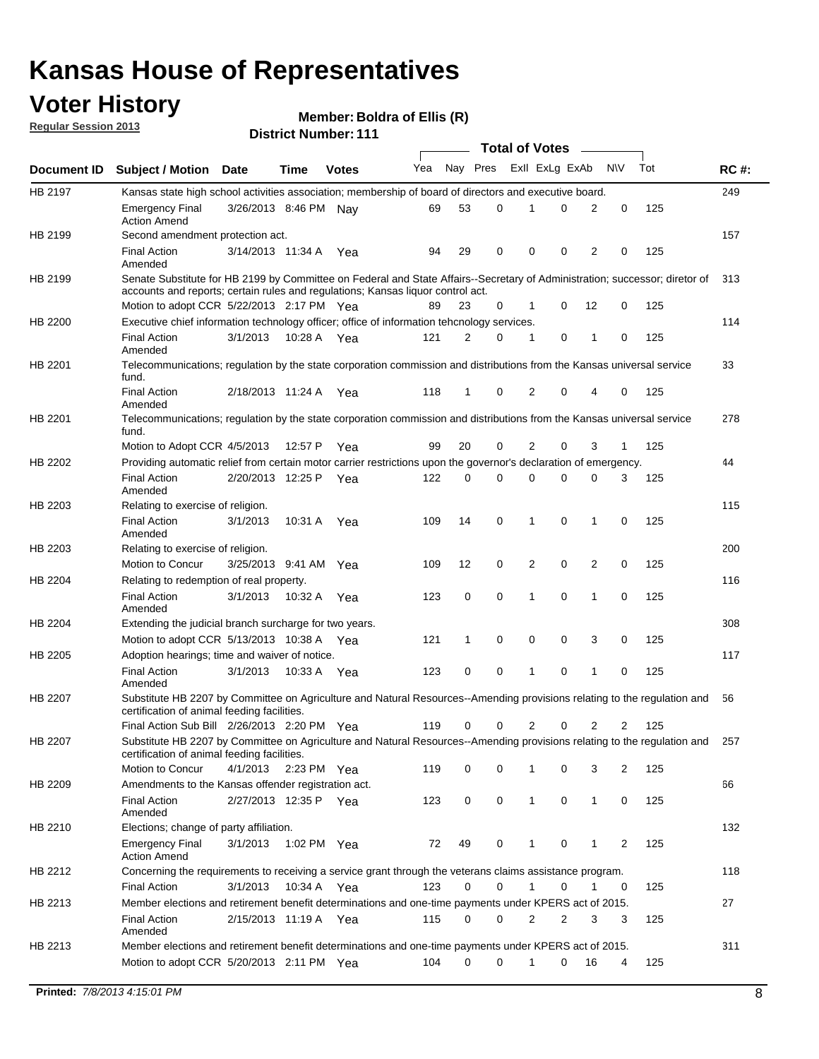# Kansas House of Representatives

## Voter History

**Regular Session 2013**

**Member: Boldra of Ellis (R)**

**District Number: 111**

| Document ID | Subject / Motion | Date | Time | Votes | Yea | Nay | Pres | ExII | ExLg | ExAb | N\V | Tot | RC #: |
|---|---|---|---|---|---|---|---|---|---|---|---|---|---|
| HB 2197 | Kansas state high school activities association; membership of board of directors and executive board. | | | | | | | | | | | | 249 |
| | Emergency Final Action Amend | 3/26/2013 | 8:46 PM | Nay | 69 | 53 | 0 | 1 | 0 | 2 | 0 | 125 | |
| HB 2199 | Second amendment protection act. | | | | | | | | | | | | 157 |
| | Final Action Amended | 3/14/2013 | 11:34 A | Yea | 94 | 29 | 0 | 0 | 0 | 2 | 0 | 125 | |
| HB 2199 | Senate Substitute for HB 2199 by Committee on Federal and State Affairs--Secretary of Administration; successor; diretor of accounts and reports; certain rules and regulations; Kansas liquor control act. | | | | | | | | | | | | 313 |
| | Motion to adopt CCR | 5/22/2013 | 2:17 PM | Yea | 89 | 23 | 0 | 1 | 0 | 12 | 0 | 125 | |
| HB 2200 | Executive chief information technology officer; office of information tehcnology services. | | | | | | | | | | | | 114 |
| | Final Action Amended | 3/1/2013 | 10:28 A | Yea | 121 | 2 | 0 | 1 | 0 | 1 | 0 | 125 | |
| HB 2201 | Telecommunications; regulation by the state corporation commission and distributions from the Kansas universal service fund. | | | | | | | | | | | | 33 |
| | Final Action Amended | 2/18/2013 | 11:24 A | Yea | 118 | 1 | 0 | 2 | 0 | 4 | 0 | 125 | |
| HB 2201 | Telecommunications; regulation by the state corporation commission and distributions from the Kansas universal service fund. | | | | | | | | | | | | 278 |
| | Motion to Adopt CCR | 4/5/2013 | 12:57 P | Yea | 99 | 20 | 0 | 2 | 0 | 3 | 1 | 125 | |
| HB 2202 | Providing automatic relief from certain motor carrier restrictions upon the governor's declaration of emergency. | | | | | | | | | | | | 44 |
| | Final Action Amended | 2/20/2013 | 12:25 P | Yea | 122 | 0 | 0 | 0 | 0 | 0 | 3 | 125 | |
| HB 2203 | Relating to exercise of religion. | | | | | | | | | | | | 115 |
| | Final Action Amended | 3/1/2013 | 10:31 A | Yea | 109 | 14 | 0 | 1 | 0 | 1 | 0 | 125 | |
| HB 2203 | Relating to exercise of religion. | | | | | | | | | | | | 200 |
| | Motion to Concur | 3/25/2013 | 9:41 AM | Yea | 109 | 12 | 0 | 2 | 0 | 2 | 0 | 125 | |
| HB 2204 | Relating to redemption of real property. | | | | | | | | | | | | 116 |
| | Final Action Amended | 3/1/2013 | 10:32 A | Yea | 123 | 0 | 0 | 1 | 0 | 1 | 0 | 125 | |
| HB 2204 | Extending the judicial branch surcharge for two years. | | | | | | | | | | | | 308 |
| | Motion to adopt CCR | 5/13/2013 | 10:38 A | Yea | 121 | 1 | 0 | 0 | 0 | 3 | 0 | 125 | |
| HB 2205 | Adoption hearings; time and waiver of notice. | | | | | | | | | | | | 117 |
| | Final Action Amended | 3/1/2013 | 10:33 A | Yea | 123 | 0 | 0 | 1 | 0 | 1 | 0 | 125 | |
| HB 2207 | Substitute HB 2207 by Committee on Agriculture and Natural Resources--Amending provisions relating to the regulation and certification of animal feeding facilities. | | | | | | | | | | | | 56 |
| | Final Action Sub Bill | 2/26/2013 | 2:20 PM | Yea | 119 | 0 | 0 | 2 | 0 | 2 | 2 | 125 | |
| HB 2207 | Substitute HB 2207 by Committee on Agriculture and Natural Resources--Amending provisions relating to the regulation and certification of animal feeding facilities. | | | | | | | | | | | | 257 |
| | Motion to Concur | 4/1/2013 | 2:23 PM | Yea | 119 | 0 | 0 | 1 | 0 | 3 | 2 | 125 | |
| HB 2209 | Amendments to the Kansas offender registration act. | | | | | | | | | | | | 66 |
| | Final Action Amended | 2/27/2013 | 12:35 P | Yea | 123 | 0 | 0 | 1 | 0 | 1 | 0 | 125 | |
| HB 2210 | Elections; change of party affiliation. | | | | | | | | | | | | 132 |
| | Emergency Final Action Amend | 3/1/2013 | 1:02 PM | Yea | 72 | 49 | 0 | 1 | 0 | 1 | 2 | 125 | |
| HB 2212 | Concerning the requirements to receiving a service grant through the veterans claims assistance program. | | | | | | | | | | | | 118 |
| | Final Action | 3/1/2013 | 10:34 A | Yea | 123 | 0 | 0 | 1 | 0 | 1 | 0 | 125 | |
| HB 2213 | Member elections and retirement benefit determinations and one-time payments under KPERS act of 2015. | | | | | | | | | | | | 27 |
| | Final Action Amended | 2/15/2013 | 11:19 A | Yea | 115 | 0 | 0 | 2 | 2 | 3 | 3 | 125 | |
| HB 2213 | Member elections and retirement benefit determinations and one-time payments under KPERS act of 2015. | | | | | | | | | | | | 311 |
| | Motion to adopt CCR | 5/20/2013 | 2:11 PM | Yea | 104 | 0 | 0 | 1 | 0 | 16 | 4 | 125 | |

**Printed:** *7/8/2013 4:15:01 PM*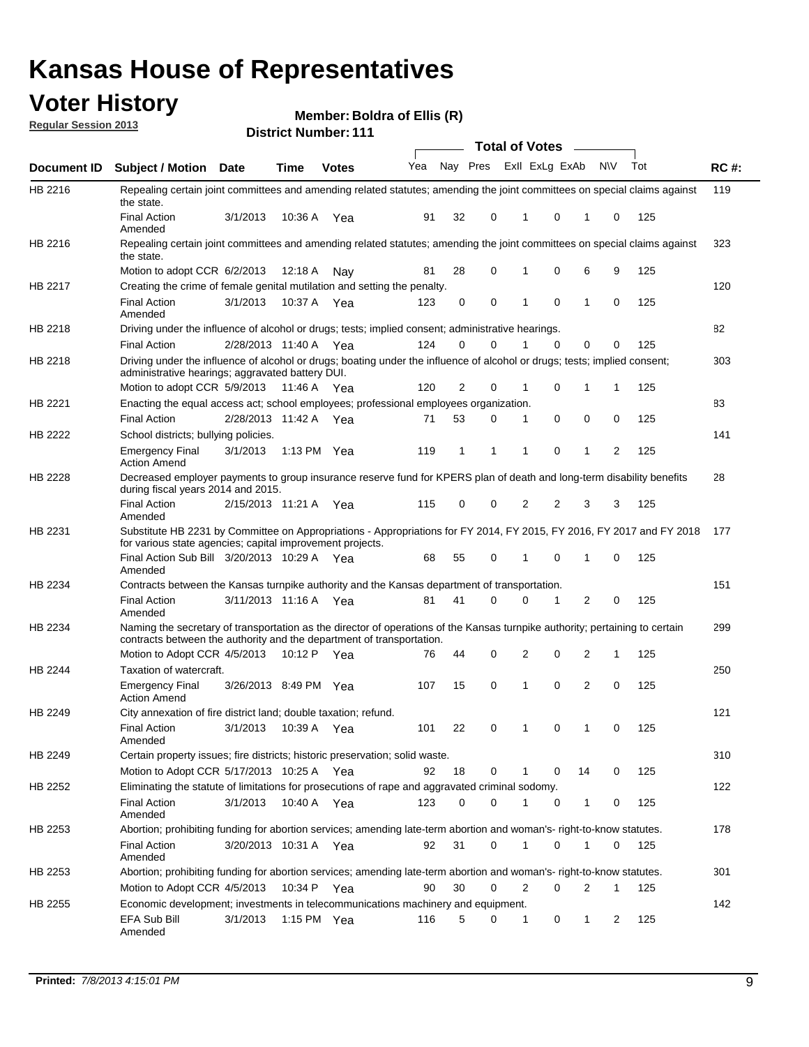# Kansas House of Representatives

## Voter History

**Regular Session 2013**

**Member: Boldra of Ellis (R)**

**District Number: 111**

| Document ID | Subject / Motion | Date | Time | Votes | Yea | Nay | Pres | ExII | ExLg | ExAb | N\V | Tot | RC #: |
|---|---|---|---|---|---|---|---|---|---|---|---|---|---|
| HB 2216 | Repealing certain joint committees and amending related statutes; amending the joint committees on special claims against the state. | | | | | | | | | | | | 119 |
| | Final Action Amended | 3/1/2013 | 10:36 A | Yea | 91 | 32 | 0 | 1 | 0 | 1 | 0 | 125 | |
| HB 2216 | Repealing certain joint committees and amending related statutes; amending the joint committees on special claims against the state. | | | | | | | | | | | | 323 |
| | Motion to adopt CCR | 6/2/2013 | 12:18 A | Nay | 81 | 28 | 0 | 1 | 0 | 6 | 9 | 125 | |
| HB 2217 | Creating the crime of female genital mutilation and setting the penalty. | | | | | | | | | | | | 120 |
| | Final Action Amended | 3/1/2013 | 10:37 A | Yea | 123 | 0 | 0 | 1 | 0 | 1 | 0 | 125 | |
| HB 2218 | Driving under the influence of alcohol or drugs; tests; implied consent; administrative hearings. | | | | | | | | | | | | 82 |
| | Final Action | 2/28/2013 | 11:40 A | Yea | 124 | 0 | 0 | 1 | 0 | 0 | 0 | 125 | |
| HB 2218 | Driving under the influence of alcohol or drugs; boating under the influence of alcohol or drugs; tests; implied consent; administrative hearings; aggravated battery DUI. | | | | | | | | | | | | 303 |
| | Motion to adopt CCR | 5/9/2013 | 11:46 A | Yea | 120 | 2 | 0 | 1 | 0 | 1 | 1 | 125 | |
| HB 2221 | Enacting the equal access act; school employees; professional employees organization. | | | | | | | | | | | | 83 |
| | Final Action | 2/28/2013 | 11:42 A | Yea | 71 | 53 | 0 | 1 | 0 | 0 | 0 | 125 | |
| HB 2222 | School districts; bullying policies. | | | | | | | | | | | | 141 |
| | Emergency Final Action Amend | 3/1/2013 | 1:13 PM | Yea | 119 | 1 | 1 | 1 | 0 | 1 | 2 | 125 | |
| HB 2228 | Decreased employer payments to group insurance reserve fund for KPERS plan of death and long-term disability benefits during fiscal years 2014 and 2015. | | | | | | | | | | | | 28 |
| | Final Action Amended | 2/15/2013 | 11:21 A | Yea | 115 | 0 | 0 | 2 | 2 | 3 | 3 | 125 | |
| HB 2231 | Substitute HB 2231 by Committee on Appropriations - Appropriations for FY 2014, FY 2015, FY 2016, FY 2017 and FY 2018 for various state agencies; capital improvement projects. | | | | | | | | | | | | 177 |
| | Final Action Sub Bill Amended | 3/20/2013 | 10:29 A | Yea | 68 | 55 | 0 | 1 | 0 | 1 | 0 | 125 | |
| HB 2234 | Contracts between the Kansas turnpike authority and the Kansas department of transportation. | | | | | | | | | | | | 151 |
| | Final Action Amended | 3/11/2013 | 11:16 A | Yea | 81 | 41 | 0 | 0 | 1 | 2 | 0 | 125 | |
| HB 2234 | Naming the secretary of transportation as the director of operations of the Kansas turnpike authority; pertaining to certain contracts between the authority and the department of transportation. | | | | | | | | | | | | 299 |
| | Motion to Adopt CCR | 4/5/2013 | 10:12 P | Yea | 76 | 44 | 0 | 2 | 0 | 2 | 1 | 125 | |
| HB 2244 | Taxation of watercraft. | | | | | | | | | | | | 250 |
| | Emergency Final Action Amend | 3/26/2013 | 8:49 PM | Yea | 107 | 15 | 0 | 1 | 0 | 2 | 0 | 125 | |
| HB 2249 | City annexation of fire district land; double taxation; refund. | | | | | | | | | | | | 121 |
| | Final Action Amended | 3/1/2013 | 10:39 A | Yea | 101 | 22 | 0 | 1 | 0 | 1 | 0 | 125 | |
| HB 2249 | Certain property issues; fire districts; historic preservation; solid waste. | | | | | | | | | | | | 310 |
| | Motion to Adopt CCR | 5/17/2013 | 10:25 A | Yea | 92 | 18 | 0 | 1 | 0 | 14 | 0 | 125 | |
| HB 2252 | Eliminating the statute of limitations for prosecutions of rape and aggravated criminal sodomy. | | | | | | | | | | | | 122 |
| | Final Action Amended | 3/1/2013 | 10:40 A | Yea | 123 | 0 | 0 | 1 | 0 | 1 | 0 | 125 | |
| HB 2253 | Abortion; prohibiting funding for abortion services; amending late-term abortion and woman's- right-to-know statutes. | | | | | | | | | | | | 178 |
| | Final Action Amended | 3/20/2013 | 10:31 A | Yea | 92 | 31 | 0 | 1 | 0 | 1 | 0 | 125 | |
| HB 2253 | Abortion; prohibiting funding for abortion services; amending late-term abortion and woman's- right-to-know statutes. | | | | | | | | | | | | 301 |
| | Motion to Adopt CCR | 4/5/2013 | 10:34 P | Yea | 90 | 30 | 0 | 2 | 0 | 2 | 1 | 125 | |
| HB 2255 | Economic development; investments in telecommunications machinery and equipment. | | | | | | | | | | | | 142 |
| | EFA Sub Bill Amended | 3/1/2013 | 1:15 PM | Yea | 116 | 5 | 0 | 1 | 0 | 1 | 2 | 125 | |

**Printed:** *7/8/2013 4:15:01 PM*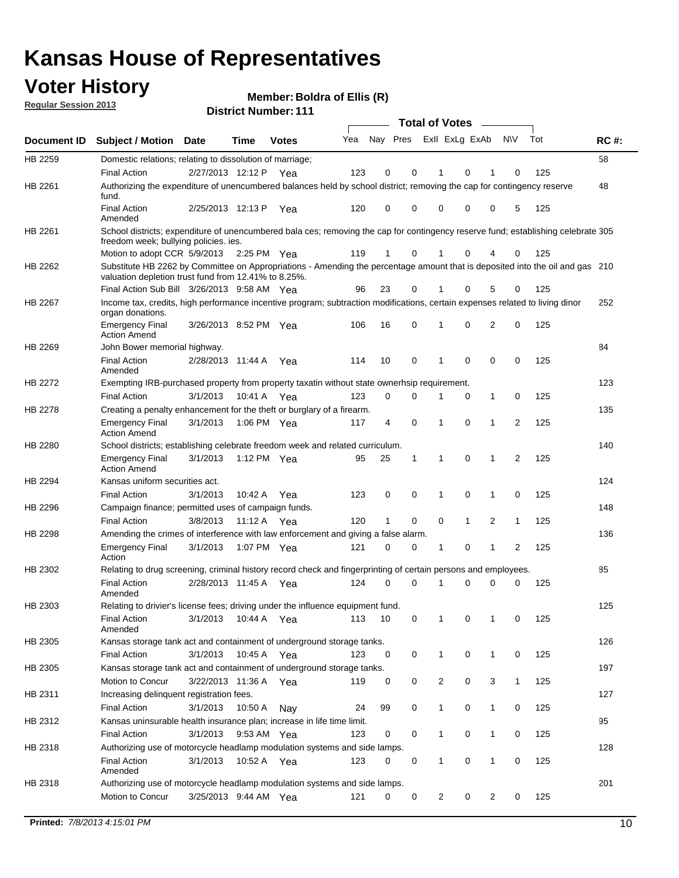# Kansas House of Representatives

## Voter History

**Regular Session 2013**

**Member: Boldra of Ellis (R)**

**District Number: 111**

| Document ID | Subject / Motion | Date | Time | Votes | Yea | Nay | Pres | ExII | ExLg | ExAb | N\V | Tot | RC #: |
|---|---|---|---|---|---|---|---|---|---|---|---|---|---|
| HB 2259 | Domestic relations; relating to dissolution of marriage; | | | | | | | | | | | | 58 |
| | Final Action | 2/27/2013 | 12:12 P | Yea | 123 | 0 | 0 | 1 | 0 | 1 | 0 | 125 | |
| HB 2261 | Authorizing the expenditure of unencumbered balances held by school district; removing the cap for contingency reserve fund. | | | | | | | | | | | | 48 |
| | Final Action Amended | 2/25/2013 | 12:13 P | Yea | 120 | 0 | 0 | 0 | 0 | 0 | 5 | 125 | |
| HB 2261 | School districts; expenditure of unencumbered bala ces; removing the cap for contingency reserve fund; establishing celebrate freedom week; bullying policies. ies. | | | | | | | | | | | | 305 |
| | Motion to adopt CCR | 5/9/2013 | 2:25 PM | Yea | 119 | 1 | 0 | 1 | 0 | 4 | 0 | 125 | |
| HB 2262 | Substitute HB 2262 by Committee on Appropriations - Amending the percentage amount that is deposited into the oil and gas valuation depletion trust fund from 12.41% to 8.25%. | | | | | | | | | | | | 210 |
| | Final Action Sub Bill | 3/26/2013 | 9:58 AM | Yea | 96 | 23 | 0 | 1 | 0 | 5 | 0 | 125 | |
| HB 2267 | Income tax, credits, high performance incentive program; subtraction modifications, certain expenses related to living dinor organ donations. | | | | | | | | | | | | 252 |
| | Emergency Final Action Amend | 3/26/2013 | 8:52 PM | Yea | 106 | 16 | 0 | 1 | 0 | 2 | 0 | 125 | |
| HB 2269 | John Bower memorial highway. | | | | | | | | | | | | 84 |
| | Final Action Amended | 2/28/2013 | 11:44 A | Yea | 114 | 10 | 0 | 1 | 0 | 0 | 0 | 125 | |
| HB 2272 | Exempting IRB-purchased property from property taxatin without state ownerhsip requirement. | | | | | | | | | | | | 123 |
| | Final Action | 3/1/2013 | 10:41 A | Yea | 123 | 0 | 0 | 1 | 0 | 1 | 0 | 125 | |
| HB 2278 | Creating a penalty enhancement for the theft or burglary of a firearm. | | | | | | | | | | | | 135 |
| | Emergency Final Action Amend | 3/1/2013 | 1:06 PM | Yea | 117 | 4 | 0 | 1 | 0 | 1 | 2 | 125 | |
| HB 2280 | School districts; establishing celebrate freedom week and related curriculum. | | | | | | | | | | | | 140 |
| | Emergency Final Action Amend | 3/1/2013 | 1:12 PM | Yea | 95 | 25 | 1 | 1 | 0 | 1 | 2 | 125 | |
| HB 2294 | Kansas uniform securities act. | | | | | | | | | | | | 124 |
| | Final Action | 3/1/2013 | 10:42 A | Yea | 123 | 0 | 0 | 1 | 0 | 1 | 0 | 125 | |
| HB 2296 | Campaign finance; permitted uses of campaign funds. | | | | | | | | | | | | 148 |
| | Final Action | 3/8/2013 | 11:12 A | Yea | 120 | 1 | 0 | 0 | 1 | 2 | 1 | 125 | |
| HB 2298 | Amending the crimes of interference with law enforcement and giving a false alarm. | | | | | | | | | | | | 136 |
| | Emergency Final Action | 3/1/2013 | 1:07 PM | Yea | 121 | 0 | 0 | 1 | 0 | 1 | 2 | 125 | |
| HB 2302 | Relating to drug screening, criminal history record check and fingerprinting of certain persons and employees. | | | | | | | | | | | | 85 |
| | Final Action Amended | 2/28/2013 | 11:45 A | Yea | 124 | 0 | 0 | 1 | 0 | 0 | 0 | 125 | |
| HB 2303 | Relating to drivier's license fees; driving under the influence equipment fund. | | | | | | | | | | | | 125 |
| | Final Action Amended | 3/1/2013 | 10:44 A | Yea | 113 | 10 | 0 | 1 | 0 | 1 | 0 | 125 | |
| HB 2305 | Kansas storage tank act and containment of underground storage tanks. | | | | | | | | | | | | 126 |
| | Final Action | 3/1/2013 | 10:45 A | Yea | 123 | 0 | 0 | 1 | 0 | 1 | 0 | 125 | |
| HB 2305 | Kansas storage tank act and containment of underground storage tanks. | | | | | | | | | | | | 197 |
| | Motion to Concur | 3/22/2013 | 11:36 A | Yea | 119 | 0 | 0 | 2 | 0 | 3 | 1 | 125 | |
| HB 2311 | Increasing delinquent registration fees. | | | | | | | | | | | | 127 |
| | Final Action | 3/1/2013 | 10:50 A | Nay | 24 | 99 | 0 | 1 | 0 | 1 | 0 | 125 | |
| HB 2312 | Kansas uninsurable health insurance plan; increase in life time limit. | | | | | | | | | | | | 95 |
| | Final Action | 3/1/2013 | 9:53 AM | Yea | 123 | 0 | 0 | 1 | 0 | 1 | 0 | 125 | |
| HB 2318 | Authorizing use of motorcycle headlamp modulation systems and side lamps. | | | | | | | | | | | | 128 |
| | Final Action Amended | 3/1/2013 | 10:52 A | Yea | 123 | 0 | 0 | 1 | 0 | 1 | 0 | 125 | |
| HB 2318 | Authorizing use of motorcycle headlamp modulation systems and side lamps. | | | | | | | | | | | | 201 |
| | Motion to Concur | 3/25/2013 | 9:44 AM | Yea | 121 | 0 | 0 | 2 | 0 | 2 | 0 | 125 | |

**Printed:** *7/8/2013 4:15:01 PM*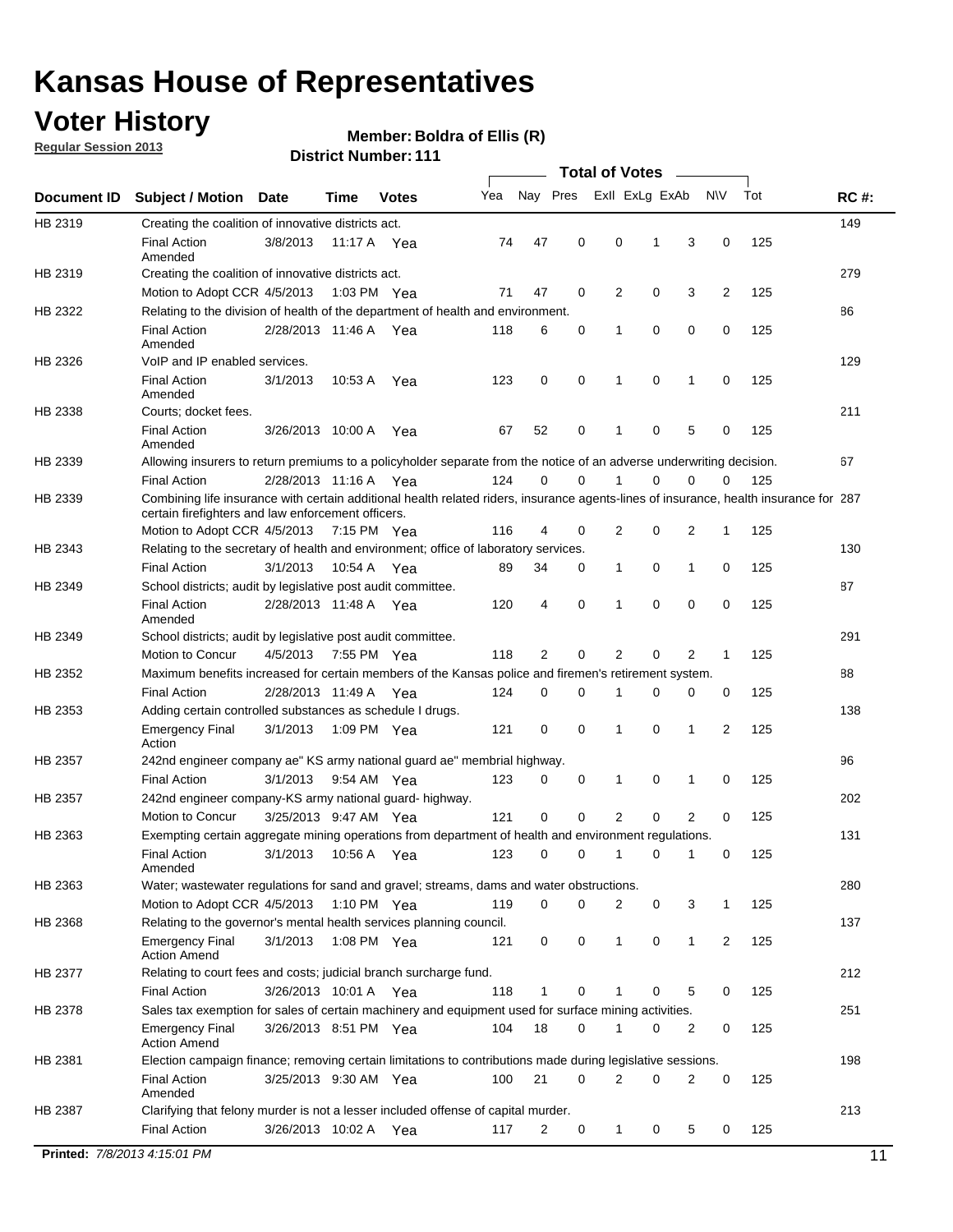# Kansas House of Representatives

## Voter History

**Regular Session 2013**

**Member: Boldra of Ellis (R)**

**District Number: 111**

| Document ID | Subject / Motion | Date | Time | Votes | Yea | Nay | Pres | ExlI | ExLg | ExAb | N\V | Tot | RC #: |
|---|---|---|---|---|---|---|---|---|---|---|---|---|---|
| HB 2319 | Creating the coalition of innovative districts act. | | | | | | | | | | | | 149 |
| | Final Action Amended | 3/8/2013 | 11:17 A | Yea | 74 | 47 | 0 | 0 | 1 | 3 | 0 | 125 | |
| HB 2319 | Creating the coalition of innovative districts act. | | | | | | | | | | | | 279 |
| | Motion to Adopt CCR | 4/5/2013 | 1:03 PM | Yea | 71 | 47 | 0 | 2 | 0 | 3 | 2 | 125 | |
| HB 2322 | Relating to the division of health of the department of health and environment. | | | | | | | | | | | | 86 |
| | Final Action Amended | 2/28/2013 | 11:46 A | Yea | 118 | 6 | 0 | 1 | 0 | 0 | 0 | 125 | |
| HB 2326 | VoIP and IP enabled services. | | | | | | | | | | | | 129 |
| | Final Action Amended | 3/1/2013 | 10:53 A | Yea | 123 | 0 | 0 | 1 | 0 | 1 | 0 | 125 | |
| HB 2338 | Courts; docket fees. | | | | | | | | | | | | 211 |
| | Final Action Amended | 3/26/2013 | 10:00 A | Yea | 67 | 52 | 0 | 1 | 0 | 5 | 0 | 125 | |
| HB 2339 | Allowing insurers to return premiums to a policyholder separate from the notice of an adverse underwriting decision. | | | | | | | | | | | | 67 |
| | Final Action | 2/28/2013 | 11:16 A | Yea | 124 | 0 | 0 | 1 | 0 | 0 | 0 | 125 | |
| HB 2339 | Combining life insurance with certain additional health related riders, insurance agents-lines of insurance, health insurance for certain firefighters and law enforcement officers. | | | | | | | | | | | | 287 |
| | Motion to Adopt CCR | 4/5/2013 | 7:15 PM | Yea | 116 | 4 | 0 | 2 | 0 | 2 | 1 | 125 | |
| HB 2343 | Relating to the secretary of health and environment; office of laboratory services. | | | | | | | | | | | | 130 |
| | Final Action | 3/1/2013 | 10:54 A | Yea | 89 | 34 | 0 | 1 | 0 | 1 | 0 | 125 | |
| HB 2349 | School districts; audit by legislative post audit committee. | | | | | | | | | | | | 87 |
| | Final Action Amended | 2/28/2013 | 11:48 A | Yea | 120 | 4 | 0 | 1 | 0 | 0 | 0 | 125 | |
| HB 2349 | School districts; audit by legislative post audit committee. | | | | | | | | | | | | 291 |
| | Motion to Concur | 4/5/2013 | 7:55 PM | Yea | 118 | 2 | 0 | 2 | 0 | 2 | 1 | 125 | |
| HB 2352 | Maximum benefits increased for certain members of the Kansas police and firemen's retirement system. | | | | | | | | | | | | 88 |
| | Final Action | 2/28/2013 | 11:49 A | Yea | 124 | 0 | 0 | 1 | 0 | 0 | 0 | 125 | |
| HB 2353 | Adding certain controlled substances as schedule I drugs. | | | | | | | | | | | | 138 |
| | Emergency Final Action | 3/1/2013 | 1:09 PM | Yea | 121 | 0 | 0 | 1 | 0 | 1 | 2 | 125 | |
| HB 2357 | 242nd engineer company ae" KS army national guard ae" membrial highway. | | | | | | | | | | | | 96 |
| | Final Action | 3/1/2013 | 9:54 AM | Yea | 123 | 0 | 0 | 1 | 0 | 1 | 0 | 125 | |
| HB 2357 | 242nd engineer company-KS army national guard- highway. | | | | | | | | | | | | 202 |
| | Motion to Concur | 3/25/2013 | 9:47 AM | Yea | 121 | 0 | 0 | 2 | 0 | 2 | 0 | 125 | |
| HB 2363 | Exempting certain aggregate mining operations from department of health and environment regulations. | | | | | | | | | | | | 131 |
| | Final Action Amended | 3/1/2013 | 10:56 A | Yea | 123 | 0 | 0 | 1 | 0 | 1 | 0 | 125 | |
| HB 2363 | Water; wastewater regulations for sand and gravel; streams, dams and water obstructions. | | | | | | | | | | | | 280 |
| | Motion to Adopt CCR | 4/5/2013 | 1:10 PM | Yea | 119 | 0 | 0 | 2 | 0 | 3 | 1 | 125 | |
| HB 2368 | Relating to the governor's mental health services planning council. | | | | | | | | | | | | 137 |
| | Emergency Final Action Amend | 3/1/2013 | 1:08 PM | Yea | 121 | 0 | 0 | 1 | 0 | 1 | 2 | 125 | |
| HB 2377 | Relating to court fees and costs; judicial branch surcharge fund. | | | | | | | | | | | | 212 |
| | Final Action | 3/26/2013 | 10:01 A | Yea | 118 | 1 | 0 | 1 | 0 | 5 | 0 | 125 | |
| HB 2378 | Sales tax exemption for sales of certain machinery and equipment used for surface mining activities. | | | | | | | | | | | | 251 |
| | Emergency Final Action Amend | 3/26/2013 | 8:51 PM | Yea | 104 | 18 | 0 | 1 | 0 | 2 | 0 | 125 | |
| HB 2381 | Election campaign finance; removing certain limitations to contributions made during legislative sessions. | | | | | | | | | | | | 198 |
| | Final Action Amended | 3/25/2013 | 9:30 AM | Yea | 100 | 21 | 0 | 2 | 0 | 2 | 0 | 125 | |
| HB 2387 | Clarifying that felony murder is not a lesser included offense of capital murder. | | | | | | | | | | | | 213 |
| | Final Action | 3/26/2013 | 10:02 A | Yea | 117 | 2 | 0 | 1 | 0 | 5 | 0 | 125 | |

**Printed:** *7/8/2013 4:15:01 PM*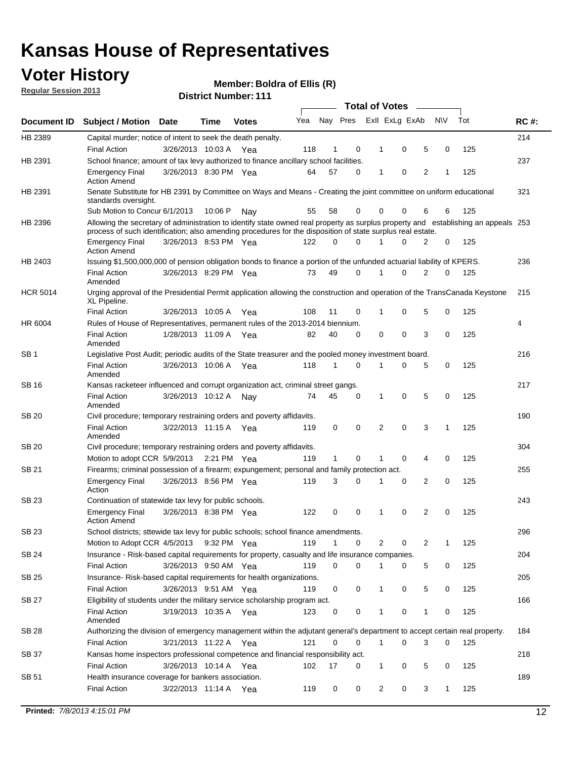# Kansas House of Representatives

## Voter History

**Regular Session 2013**

**Member: Boldra of Ellis (R)**

**District Number: 111**

| Document ID | Subject / Motion | Date | Time | Votes | Yea | Nay | Pres | ExlI | ExLg | ExAb | N\V | Tot | RC #: |
|---|---|---|---|---|---|---|---|---|---|---|---|---|---|
| HB 2389 | Capital murder; notice of intent to seek the death penalty. | | | | | | | | | | | | 214 |
| | Final Action | 3/26/2013 | 10:03 A | Yea | 118 | 1 | 0 | 1 | 0 | 5 | 0 | 125 | |
| HB 2391 | School finance; amount of tax levy authorized to finance ancillary school facilities. | | | | | | | | | | | | 237 |
| | Emergency Final Action Amend | 3/26/2013 | 8:30 PM | Yea | 64 | 57 | 0 | 1 | 0 | 2 | 1 | 125 | |
| HB 2391 | Senate Substitute for HB 2391 by Committee on Ways and Means - Creating the joint committee on uniform educational standards oversight. | | | | | | | | | | | | 321 |
| | Sub Motion to Concur | 6/1/2013 | 10:06 P | Nay | 55 | 58 | 0 | 0 | 0 | 6 | 6 | 125 | |
| HB 2396 | Allowing the secretary of administration to identify state owned real property as surplus property and establishing an appeals process of such identification; also amending procedures for the disposition of state surplus real estate. | | | | | | | | | | | | 253 |
| | Emergency Final Action Amend | 3/26/2013 | 8:53 PM | Yea | 122 | 0 | 0 | 1 | 0 | 2 | 0 | 125 | |
| HB 2403 | Issuing $1,500,000,000 of pension obligation bonds to finance a portion of the unfunded actuarial liability of KPERS. | | | | | | | | | | | | 236 |
| | Final Action Amended | 3/26/2013 | 8:29 PM | Yea | 73 | 49 | 0 | 1 | 0 | 2 | 0 | 125 | |
| HCR 5014 | Urging approval of the Presidential Permit application allowing the construction and operation of the TransCanada Keystone XL Pipeline. | | | | | | | | | | | | 215 |
| | Final Action | 3/26/2013 | 10:05 A | Yea | 108 | 11 | 0 | 1 | 0 | 5 | 0 | 125 | |
| HR 6004 | Rules of House of Representatives, permanent rules of the 2013-2014 biennium. | | | | | | | | | | | | 4 |
| | Final Action Amended | 1/28/2013 | 11:09 A | Yea | 82 | 40 | 0 | 0 | 0 | 3 | 0 | 125 | |
| SB 1 | Legislative Post Audit; periodic audits of the State treasurer and the pooled money investment board. | | | | | | | | | | | | 216 |
| | Final Action Amended | 3/26/2013 | 10:06 A | Yea | 118 | 1 | 0 | 1 | 0 | 5 | 0 | 125 | |
| SB 16 | Kansas racketeer influenced and corrupt organization act, criminal street gangs. | | | | | | | | | | | | 217 |
| | Final Action Amended | 3/26/2013 | 10:12 A | Nay | 74 | 45 | 0 | 1 | 0 | 5 | 0 | 125 | |
| SB 20 | Civil procedure; temporary restraining orders and poverty affidavits. | | | | | | | | | | | | 190 |
| | Final Action Amended | 3/22/2013 | 11:15 A | Yea | 119 | 0 | 0 | 2 | 0 | 3 | 1 | 125 | |
| SB 20 | Civil procedure; temporary restraining orders and poverty affidavits. | | | | | | | | | | | | 304 |
| | Motion to adopt CCR | 5/9/2013 | 2:21 PM | Yea | 119 | 1 | 0 | 1 | 0 | 4 | 0 | 125 | |
| SB 21 | Firearms; criminal possession of a firearm; expungement; personal and family protection act. | | | | | | | | | | | | 255 |
| | Emergency Final Action | 3/26/2013 | 8:56 PM | Yea | 119 | 3 | 0 | 1 | 0 | 2 | 0 | 125 | |
| SB 23 | Continuation of statewide tax levy for public schools. | | | | | | | | | | | | 243 |
| | Emergency Final Action Amend | 3/26/2013 | 8:38 PM | Yea | 122 | 0 | 0 | 1 | 0 | 2 | 0 | 125 | |
| SB 23 | School districts; sttewide tax levy for public schools; school finance amendments. | | | | | | | | | | | | 296 |
| | Motion to Adopt CCR | 4/5/2013 | 9:32 PM | Yea | 119 | 1 | 0 | 2 | 0 | 2 | 1 | 125 | |
| SB 24 | Insurance - Risk-based capital requirements for property, casualty and life insurance companies. | | | | | | | | | | | | 204 |
| | Final Action | 3/26/2013 | 9:50 AM | Yea | 119 | 0 | 0 | 1 | 0 | 5 | 0 | 125 | |
| SB 25 | Insurance- Risk-based capital requirements for health organizations. | | | | | | | | | | | | 205 |
| | Final Action | 3/26/2013 | 9:51 AM | Yea | 119 | 0 | 0 | 1 | 0 | 5 | 0 | 125 | |
| SB 27 | Eligibility of students under the military service scholarship program act. | | | | | | | | | | | | 166 |
| | Final Action Amended | 3/19/2013 | 10:35 A | Yea | 123 | 0 | 0 | 1 | 0 | 1 | 0 | 125 | |
| SB 28 | Authorizing the division of emergency management within the adjutant general's department to accept certain real property. | | | | | | | | | | | | 184 |
| | Final Action | 3/21/2013 | 11:22 A | Yea | 121 | 0 | 0 | 1 | 0 | 3 | 0 | 125 | |
| SB 37 | Kansas home inspectors professional competence and financial responsibility act. | | | | | | | | | | | | 218 |
| | Final Action | 3/26/2013 | 10:14 A | Yea | 102 | 17 | 0 | 1 | 0 | 5 | 0 | 125 | |
| SB 51 | Health insurance coverage for bankers association. | | | | | | | | | | | | 189 |
| | Final Action | 3/22/2013 | 11:14 A | Yea | 119 | 0 | 0 | 2 | 0 | 3 | 1 | 125 | |

**Printed:** *7/8/2013 4:15:01 PM*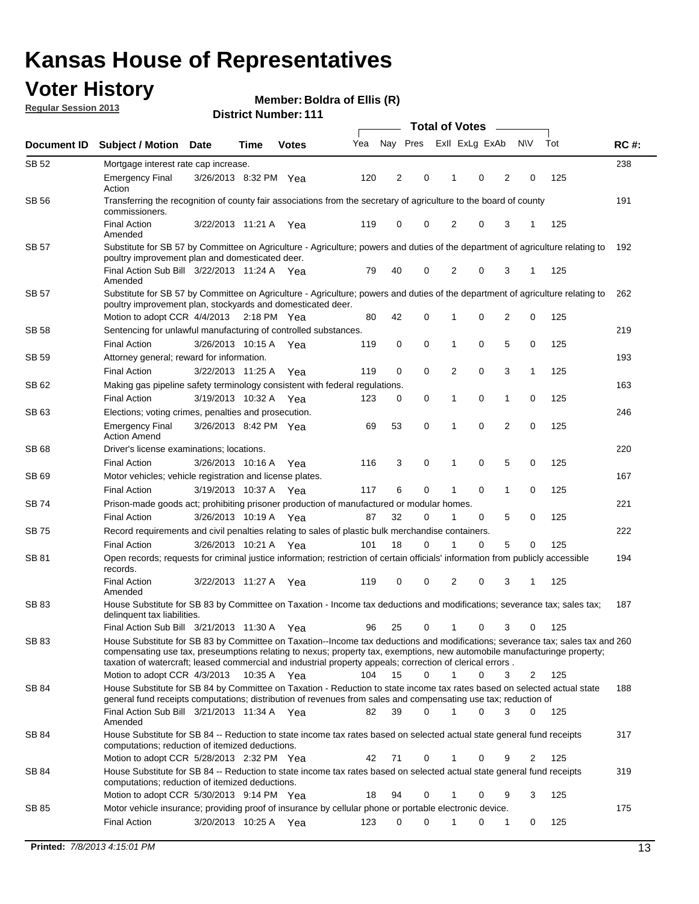# Kansas House of Representatives

## Voter History

**Regular Session 2013**

**Member: Boldra of Ellis (R)**

**District Number: 111**

| Document ID | Subject / Motion | Date | Time | Votes | Yea | Nay | Pres | ExII | ExLg | ExAb | N\V | Tot | RC #: |
|---|---|---|---|---|---|---|---|---|---|---|---|---|---|
| SB 52 | Mortgage interest rate cap increase. | | | | | | | | | | | | 238 |
| | Emergency Final Action | 3/26/2013 | 8:32 PM | Yea | 120 | 2 | 0 | 1 | 0 | 2 | 0 | 125 | |
| SB 56 | Transferring the recognition of county fair associations from the secretary of agriculture to the board of county commissioners. | | | | | | | | | | | | 191 |
| | Final Action Amended | 3/22/2013 | 11:21 A | Yea | 119 | 0 | 0 | 2 | 0 | 3 | 1 | 125 | |
| SB 57 | Substitute for SB 57 by Committee on Agriculture - Agriculture; powers and duties of the department of agriculture relating to poultry improvement plan and domesticated deer. | | | | | | | | | | | | 192 |
| | Final Action Sub Bill Amended | 3/22/2013 | 11:24 A | Yea | 79 | 40 | 0 | 2 | 0 | 3 | 1 | 125 | |
| SB 57 | Substitute for SB 57 by Committee on Agriculture - Agriculture; powers and duties of the department of agriculture relating to poultry improvement plan, stockyards and domesticated deer. | | | | | | | | | | | | 262 |
| | Motion to adopt CCR | 4/4/2013 | 2:18 PM | Yea | 80 | 42 | 0 | 1 | 0 | 2 | 0 | 125 | |
| SB 58 | Sentencing for unlawful manufacturing of controlled substances. | | | | | | | | | | | | 219 |
| | Final Action | 3/26/2013 | 10:15 A | Yea | 119 | 0 | 0 | 1 | 0 | 5 | 0 | 125 | |
| SB 59 | Attorney general; reward for information. | | | | | | | | | | | | 193 |
| | Final Action | 3/22/2013 | 11:25 A | Yea | 119 | 0 | 0 | 2 | 0 | 3 | 1 | 125 | |
| SB 62 | Making gas pipeline safety terminology consistent with federal regulations. | | | | | | | | | | | | 163 |
| | Final Action | 3/19/2013 | 10:32 A | Yea | 123 | 0 | 0 | 1 | 0 | 1 | 0 | 125 | |
| SB 63 | Elections; voting crimes, penalties and prosecution. | | | | | | | | | | | | 246 |
| | Emergency Final Action Amend | 3/26/2013 | 8:42 PM | Yea | 69 | 53 | 0 | 1 | 0 | 2 | 0 | 125 | |
| SB 68 | Driver's license examinations; locations. | | | | | | | | | | | | 220 |
| | Final Action | 3/26/2013 | 10:16 A | Yea | 116 | 3 | 0 | 1 | 0 | 5 | 0 | 125 | |
| SB 69 | Motor vehicles; vehicle registration and license plates. | | | | | | | | | | | | 167 |
| | Final Action | 3/19/2013 | 10:37 A | Yea | 117 | 6 | 0 | 1 | 0 | 1 | 0 | 125 | |
| SB 74 | Prison-made goods act; prohibiting prisoner production of manufactured or modular homes. | | | | | | | | | | | | 221 |
| | Final Action | 3/26/2013 | 10:19 A | Yea | 87 | 32 | 0 | 1 | 0 | 5 | 0 | 125 | |
| SB 75 | Record requirements and civil penalties relating to sales of plastic bulk merchandise containers. | | | | | | | | | | | | 222 |
| | Final Action | 3/26/2013 | 10:21 A | Yea | 101 | 18 | 0 | 1 | 0 | 5 | 0 | 125 | |
| SB 81 | Open records; requests for criminal justice information; restriction of certain officials' information from publicly accessible records. | | | | | | | | | | | | 194 |
| | Final Action Amended | 3/22/2013 | 11:27 A | Yea | 119 | 0 | 0 | 2 | 0 | 3 | 1 | 125 | |
| SB 83 | House Substitute for SB 83 by Committee on Taxation - Income tax deductions and modifications; severance tax; sales tax; delinquent tax liabilities. | | | | | | | | | | | | 187 |
| | Final Action Sub Bill | 3/21/2013 | 11:30 A | Yea | 96 | 25 | 0 | 1 | 0 | 3 | 0 | 125 | |
| SB 83 | House Substitute for SB 83 by Committee on Taxation--Income tax deductions and modifications; severance tax; sales tax and compensating use tax, preseumptions relating to nexus; property tax, exemptions, new automobile manufacturinge property; taxation of watercraft; leased commercial and industrial property appeals; correction of clerical errors . | | | | | | | | | | | | 260 |
| | Motion to adopt CCR | 4/3/2013 | 10:35 A | Yea | 104 | 15 | 0 | 1 | 0 | 3 | 2 | 125 | |
| SB 84 | House Substitute for SB 84 by Committee on Taxation - Reduction to state income tax rates based on selected actual state general fund receipts computations; distribution of revenues from sales and compensating use tax; reduction of | | | | | | | | | | | | 188 |
| | Final Action Sub Bill Amended | 3/21/2013 | 11:34 A | Yea | 82 | 39 | 0 | 1 | 0 | 3 | 0 | 125 | |
| SB 84 | House Substitute for SB 84 -- Reduction to state income tax rates based on selected actual state general fund receipts computations; reduction of itemized deductions. | | | | | | | | | | | | 317 |
| | Motion to adopt CCR | 5/28/2013 | 2:32 PM | Yea | 42 | 71 | 0 | 1 | 0 | 9 | 2 | 125 | |
| SB 84 | House Substitute for SB 84 -- Reduction to state income tax rates based on selected actual state general fund receipts computations; reduction of itemized deductions. | | | | | | | | | | | | 319 |
| | Motion to adopt CCR | 5/30/2013 | 9:14 PM | Yea | 18 | 94 | 0 | 1 | 0 | 9 | 3 | 125 | |
| SB 85 | Motor vehicle insurance; providing proof of insurance by cellular phone or portable electronic device. | | | | | | | | | | | | 175 |
| | Final Action | 3/20/2013 | 10:25 A | Yea | 123 | 0 | 0 | 1 | 0 | 1 | 0 | 125 | |

**Printed:** *7/8/2013 4:15:01 PM*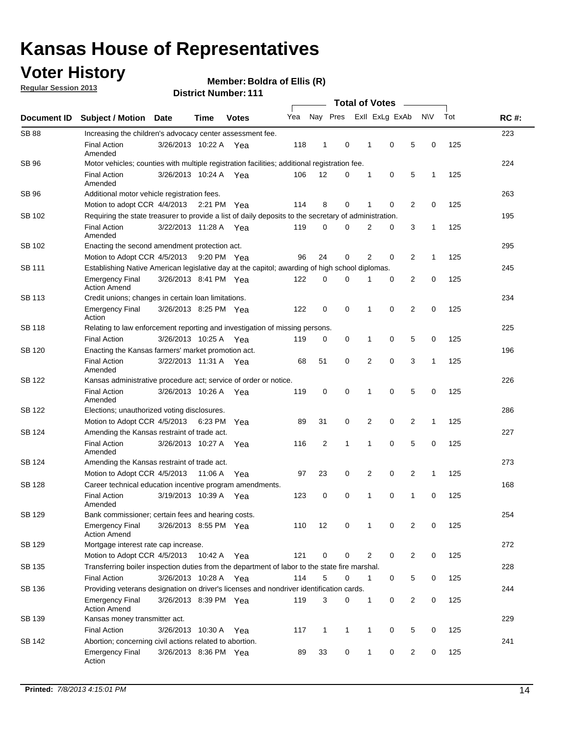# Kansas House of Representatives

## Voter History

**Regular Session 2013**

**Member: Boldra of Ellis (R)**

**District Number: 111**

| Document ID | Subject / Motion | Date | Time | Votes | Yea | Nay | Pres | ExII | ExLg | ExAb | N\V | Tot | RC #: |
|---|---|---|---|---|---|---|---|---|---|---|---|---|---|
| SB 88 | Increasing the children's advocacy center assessment fee. | | | | | | | | | | | | 223 |
| | Final Action Amended | 3/26/2013 | 10:22 A | Yea | 118 | 1 | 0 | 1 | 0 | 5 | 0 | 125 | |
| SB 96 | Motor vehicles; counties with multiple registration facilities; additional registration fee. | | | | | | | | | | | | 224 |
| | Final Action Amended | 3/26/2013 | 10:24 A | Yea | 106 | 12 | 0 | 1 | 0 | 5 | 1 | 125 | |
| SB 96 | Additional motor vehicle registration fees. | | | | | | | | | | | | 263 |
| | Motion to adopt CCR | 4/4/2013 | 2:21 PM | Yea | 114 | 8 | 0 | 1 | 0 | 2 | 0 | 125 | |
| SB 102 | Requiring the state treasurer to provide a list of daily deposits to the secretary of administration. | | | | | | | | | | | | 195 |
| | Final Action Amended | 3/22/2013 | 11:28 A | Yea | 119 | 0 | 0 | 2 | 0 | 3 | 1 | 125 | |
| SB 102 | Enacting the second amendment protection act. | | | | | | | | | | | | 295 |
| | Motion to Adopt CCR | 4/5/2013 | 9:20 PM | Yea | 96 | 24 | 0 | 2 | 0 | 2 | 1 | 125 | |
| SB 111 | Establishing Native American legislative day at the capitol; awarding of high school diplomas. | | | | | | | | | | | | 245 |
| | Emergency Final Action Amend | 3/26/2013 | 8:41 PM | Yea | 122 | 0 | 0 | 1 | 0 | 2 | 0 | 125 | |
| SB 113 | Credit unions; changes in certain loan limitations. | | | | | | | | | | | | 234 |
| | Emergency Final Action | 3/26/2013 | 8:25 PM | Yea | 122 | 0 | 0 | 1 | 0 | 2 | 0 | 125 | |
| SB 118 | Relating to law enforcement reporting and investigation of missing persons. | | | | | | | | | | | | 225 |
| | Final Action | 3/26/2013 | 10:25 A | Yea | 119 | 0 | 0 | 1 | 0 | 5 | 0 | 125 | |
| SB 120 | Enacting the Kansas farmers' market promotion act. | | | | | | | | | | | | 196 |
| | Final Action Amended | 3/22/2013 | 11:31 A | Yea | 68 | 51 | 0 | 2 | 0 | 3 | 1 | 125 | |
| SB 122 | Kansas administrative procedure act; service of order or notice. | | | | | | | | | | | | 226 |
| | Final Action Amended | 3/26/2013 | 10:26 A | Yea | 119 | 0 | 0 | 1 | 0 | 5 | 0 | 125 | |
| SB 122 | Elections; unauthorized voting disclosures. | | | | | | | | | | | | 286 |
| | Motion to Adopt CCR | 4/5/2013 | 6:23 PM | Yea | 89 | 31 | 0 | 2 | 0 | 2 | 1 | 125 | |
| SB 124 | Amending the Kansas restraint of trade act. | | | | | | | | | | | | 227 |
| | Final Action Amended | 3/26/2013 | 10:27 A | Yea | 116 | 2 | 1 | 1 | 0 | 5 | 0 | 125 | |
| SB 124 | Amending the Kansas restraint of trade act. | | | | | | | | | | | | 273 |
| | Motion to Adopt CCR | 4/5/2013 | 11:06 A | Yea | 97 | 23 | 0 | 2 | 0 | 2 | 1 | 125 | |
| SB 128 | Career technical education incentive program amendments. | | | | | | | | | | | | 168 |
| | Final Action Amended | 3/19/2013 | 10:39 A | Yea | 123 | 0 | 0 | 1 | 0 | 1 | 0 | 125 | |
| SB 129 | Bank commissioner; certain fees and hearing costs. | | | | | | | | | | | | 254 |
| | Emergency Final Action Amend | 3/26/2013 | 8:55 PM | Yea | 110 | 12 | 0 | 1 | 0 | 2 | 0 | 125 | |
| SB 129 | Mortgage interest rate cap increase. | | | | | | | | | | | | 272 |
| | Motion to Adopt CCR | 4/5/2013 | 10:42 A | Yea | 121 | 0 | 0 | 2 | 0 | 2 | 0 | 125 | |
| SB 135 | Transferring boiler inspection duties from the department of labor to the state fire marshal. | | | | | | | | | | | | 228 |
| | Final Action | 3/26/2013 | 10:28 A | Yea | 114 | 5 | 0 | 1 | 0 | 5 | 0 | 125 | |
| SB 136 | Providing veterans designation on driver's licenses and nondriver identification cards. | | | | | | | | | | | | 244 |
| | Emergency Final Action Amend | 3/26/2013 | 8:39 PM | Yea | 119 | 3 | 0 | 1 | 0 | 2 | 0 | 125 | |
| SB 139 | Kansas money transmitter act. | | | | | | | | | | | | 229 |
| | Final Action | 3/26/2013 | 10:30 A | Yea | 117 | 1 | 1 | 1 | 0 | 5 | 0 | 125 | |
| SB 142 | Abortion; concerning civil actions related to abortion. | | | | | | | | | | | | 241 |
| | Emergency Final Action | 3/26/2013 | 8:36 PM | Yea | 89 | 33 | 0 | 1 | 0 | 2 | 0 | 125 | |

**Printed:** *7/8/2013 4:15:01 PM*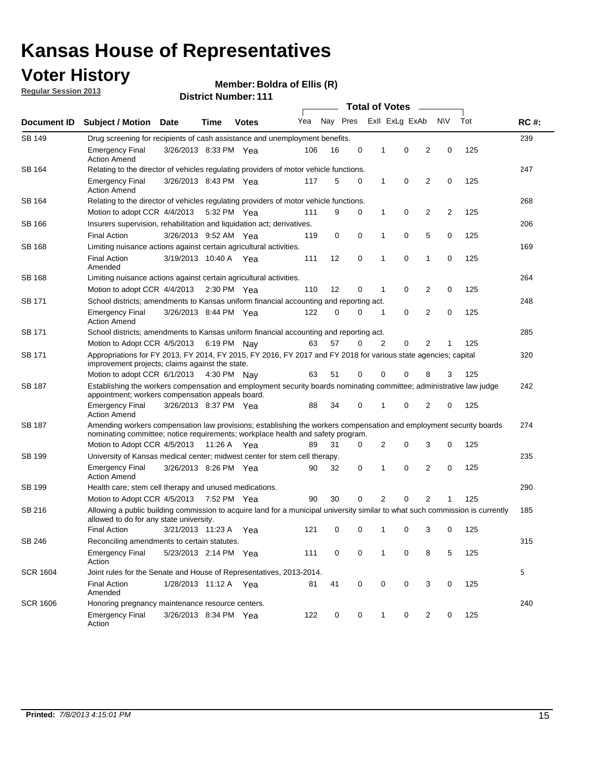# Kansas House of Representatives

## Voter History

**Regular Session 2013**

**Member: Boldra of Ellis (R)**

**District Number: 111**

| Document ID | Subject / Motion | Date | Time | Votes | Yea | Nay | Pres | ExII | ExLg | ExAb | N\V | Tot | RC #: |
|---|---|---|---|---|---|---|---|---|---|---|---|---|---|
| SB 149 | Drug screening for recipients of cash assistance and unemployment benefits. | | | | | | | | | | | | 239 |
| | Emergency Final Action Amend | 3/26/2013 | 8:33 PM | Yea | 106 | 16 | 0 | 1 | 0 | 2 | 0 | 125 | |
| SB 164 | Relating to the director of vehicles regulating providers of motor vehicle functions. | | | | | | | | | | | | 247 |
| | Emergency Final Action Amend | 3/26/2013 | 8:43 PM | Yea | 117 | 5 | 0 | 1 | 0 | 2 | 0 | 125 | |
| SB 164 | Relating to the director of vehicles regulating providers of motor vehicle functions. | | | | | | | | | | | | 268 |
| | Motion to adopt CCR | 4/4/2013 | 5:32 PM | Yea | 111 | 9 | 0 | 1 | 0 | 2 | 2 | 125 | |
| SB 166 | Insurers supervision, rehabilitation and liquidation act; derivatives. | | | | | | | | | | | | 206 |
| | Final Action | 3/26/2013 | 9:52 AM | Yea | 119 | 0 | 0 | 1 | 0 | 5 | 0 | 125 | |
| SB 168 | Limiting nuisance actions against certain agricultural activities. | | | | | | | | | | | | 169 |
| | Final Action Amended | 3/19/2013 | 10:40 A | Yea | 111 | 12 | 0 | 1 | 0 | 1 | 0 | 125 | |
| SB 168 | Limiting nuisance actions against certain agricultural activities. | | | | | | | | | | | | 264 |
| | Motion to adopt CCR | 4/4/2013 | 2:30 PM | Yea | 110 | 12 | 0 | 1 | 0 | 2 | 0 | 125 | |
| SB 171 | School districts; amendments to Kansas uniform financial accounting and reporting act. | | | | | | | | | | | | 248 |
| | Emergency Final Action Amend | 3/26/2013 | 8:44 PM | Yea | 122 | 0 | 0 | 1 | 0 | 2 | 0 | 125 | |
| SB 171 | School districts; amendments to Kansas uniform financial accounting and reporting act. | | | | | | | | | | | | 285 |
| | Motion to Adopt CCR | 4/5/2013 | 6:19 PM | Nay | 63 | 57 | 0 | 2 | 0 | 2 | 1 | 125 | |
| SB 171 | Appropriations for FY 2013, FY 2014, FY 2015, FY 2016, FY 2017 and FY 2018 for various state agencies; capital improvement projects; claims against the state. | | | | | | | | | | | | 320 |
| | Motion to adopt CCR | 6/1/2013 | 4:30 PM | Nay | 63 | 51 | 0 | 0 | 0 | 8 | 3 | 125 | |
| SB 187 | Establishing the workers compensation and employment security boards nominating committee; administrative law judge appointment; workers compensation appeals board. | | | | | | | | | | | | 242 |
| | Emergency Final Action Amend | 3/26/2013 | 8:37 PM | Yea | 88 | 34 | 0 | 1 | 0 | 2 | 0 | 125 | |
| SB 187 | Amending workers compensation law provisions; establishing the workers compensation and employment security boards nominating committee; notice requirements; workplace health and safety program. | | | | | | | | | | | | 274 |
| | Motion to Adopt CCR | 4/5/2013 | 11:26 A | Yea | 89 | 31 | 0 | 2 | 0 | 3 | 0 | 125 | |
| SB 199 | University of Kansas medical center; midwest center for stem cell therapy. | | | | | | | | | | | | 235 |
| | Emergency Final Action Amend | 3/26/2013 | 8:26 PM | Yea | 90 | 32 | 0 | 1 | 0 | 2 | 0 | 125 | |
| SB 199 | Health care; stem cell therapy and unused medications. | | | | | | | | | | | | 290 |
| | Motion to Adopt CCR | 4/5/2013 | 7:52 PM | Yea | 90 | 30 | 0 | 2 | 0 | 2 | 1 | 125 | |
| SB 216 | Allowing a public building commission to acquire land for a municipal university similar to what such commission is currently allowed to do for any state university. | | | | | | | | | | | | 185 |
| | Final Action | 3/21/2013 | 11:23 A | Yea | 121 | 0 | 0 | 1 | 0 | 3 | 0 | 125 | |
| SB 246 | Reconciling amendments to certain statutes. | | | | | | | | | | | | 315 |
| | Emergency Final Action | 5/23/2013 | 2:14 PM | Yea | 111 | 0 | 0 | 1 | 0 | 8 | 5 | 125 | |
| SCR 1604 | Joint rules for the Senate and House of Representatives, 2013-2014. | | | | | | | | | | | | 5 |
| | Final Action Amended | 1/28/2013 | 11:12 A | Yea | 81 | 41 | 0 | 0 | 0 | 3 | 0 | 125 | |
| SCR 1606 | Honoring pregnancy maintenance resource centers. | | | | | | | | | | | | 240 |
| | Emergency Final Action | 3/26/2013 | 8:34 PM | Yea | 122 | 0 | 0 | 1 | 0 | 2 | 0 | 125 | |

**Printed:** *7/8/2013 4:15:01 PM*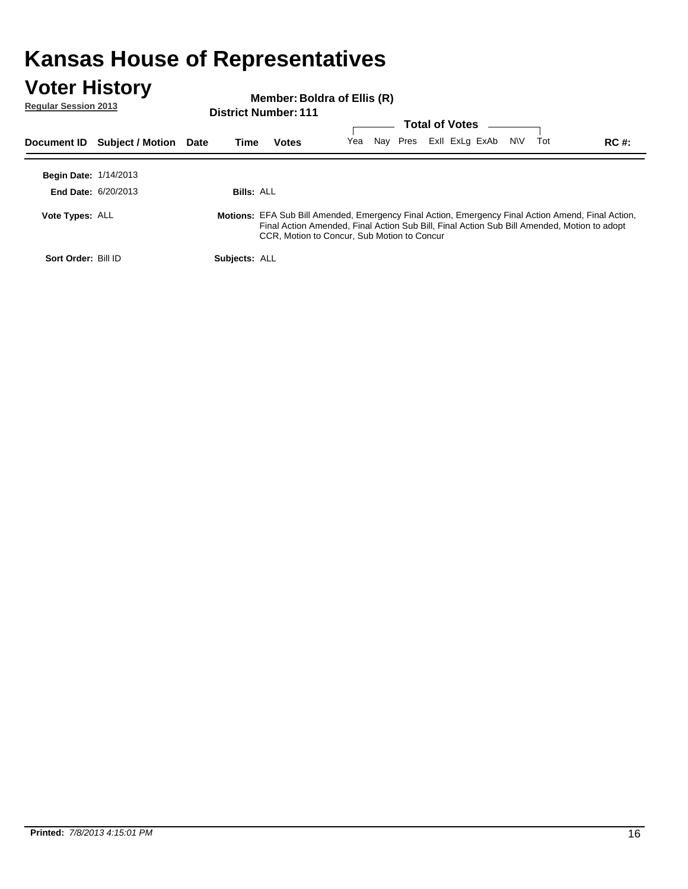# Kansas House of Representatives

## Voter History

**Regular Session 2013**

**Member:** Boldra of Ellis (R)

**District Number:** 111

| Document ID | Subject / Motion | Date | Time | Votes | Yea | Nay | Pres | ExII | ExLg | ExAb | N\V | Tot | RC #: |
|---|---|---|---|---|---|---|---|---|---|---|---|---|---|

**Begin Date:** 1/14/2013

**End Date:** 6/20/2013

**Bills:** ALL

**Vote Types:** ALL

**Motions:** EFA Sub Bill Amended, Emergency Final Action, Emergency Final Action Amend, Final Action, Final Action Amended, Final Action Sub Bill, Final Action Sub Bill Amended, Motion to adopt CCR, Motion to Concur, Sub Motion to Concur

**Sort Order:** Bill ID

**Subjects:** ALL

**Printed:** *7/8/2013 4:15:01 PM*